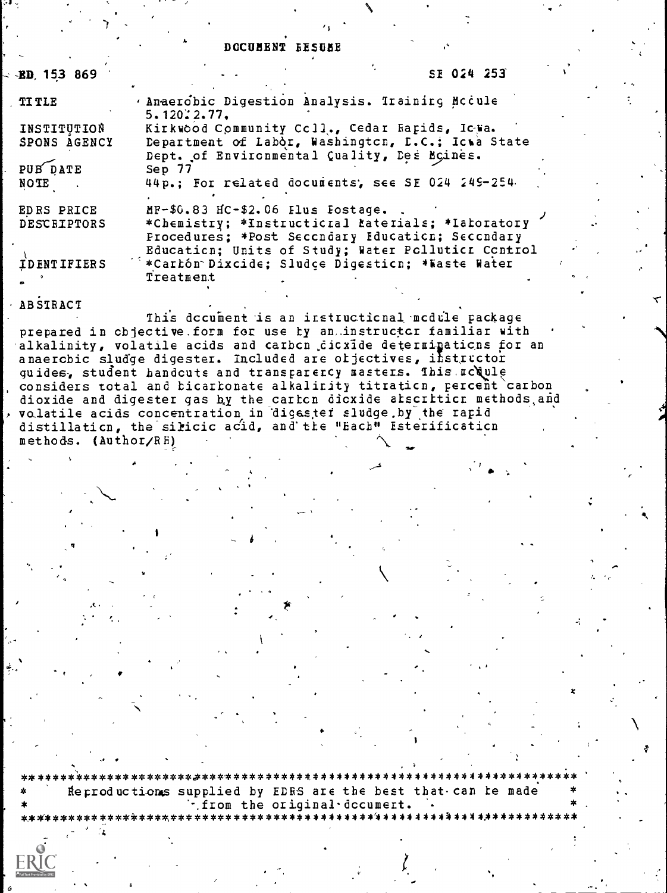# DOCUMENT RESUME

ED 153 869 SE 024 253

| | |
|---|---|
| TITLE | Anaerobic Digestion Analysis. Training Module 5.120.2.77. |
| INSTITUTION | Kirkwood Community Coll., Cedar Rapids, Iowa. |
| SPONS AGENCY | Department of Labor, Washington, D.C.; Iowa State Dept. of Environmental Quality, Des Moines. |
| PUB DATE | Sep 77 |
| NOTE | 44p.; For related documents, see SE 024 249-254 |
| EDRS PRICE | MF-$0.83 HC-$2.06 Plus Postage. |
| DESCRIPTORS | *Chemistry; *Instructional Materials; *Laboratory Procedures; *Post Secondary Education; Secondary Education; Units of Study; Water Pollution Control |
| IDENTIFIERS | *Carbon Dioxide; Sludge Digestion; *Waste Water Treatment |

ABSTRACT

This document is an instructional module package prepared in objective form for use by an instructor familiar with alkalinity, volatile acids and carbon dioxide determinations for an anaerobic sludge digester. Included are objectives, instructor guides, student handouts and transparency masters. This module considers total and bicarbonate alkalinity titration, percent carbon dioxide and digester gas by the carbon dioxide absorption methods and volatile acids concentration in digester sludge by the rapid distillation, the silicic acid, and the "Hach" Esterification methods. (Author/RH)

\* Reproductions supplied by EDRS are the best that can be made \*
\* from the original document. \*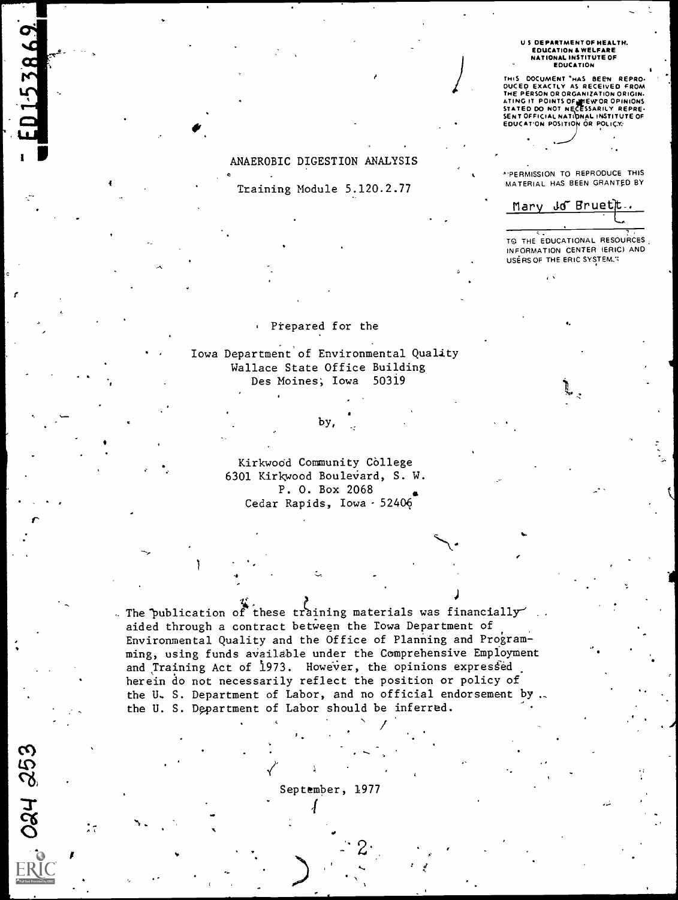U S DEPARTMENT OF HEALTH. EDUCATION & WELFARE NATIONAL INSTITUTE OF EDUCATION

THIS DOCUMENT HAS BEEN REPRODUCED EXACTLY AS RECEIVED FROM THE PERSON OR ORGANIZATION ORIGINATING IT POINTS OF VIEW OR OPINIONS STATED DO NOT NECESSARILY REPRESENT OFFICIAL NATIONAL INSTITUTE OF EDUCATION POSITION OR POLICY

"PERMISSION TO REPRODUCE THIS MATERIAL HAS BEEN GRANTED BY

Mary Jo Bruett

TO THE EDUCATIONAL RESOURCES INFORMATION CENTER (ERIC) AND USERS OF THE ERIC SYSTEM."

ED153869

# ANAEROBIC DIGESTION ANALYSIS

Training Module 5.120.2.77

Prepared for the

Iowa Department of Environmental Quality
Wallace State Office Building
Des Moines, Iowa 50319

by,

Kirkwood Community College
6301 Kirkwood Boulevard, S. W.
P. O. Box 2068
Cedar Rapids, Iowa 52406

The publication of these training materials was financially aided through a contract between the Iowa Department of Environmental Quality and the Office of Planning and Programming, using funds available under the Comprehensive Employment and Training Act of 1973. However, the opinions expressed herein do not necessarily reflect the position or policy of the U. S. Department of Labor, and no official endorsement by the U. S. Department of Labor should be inferred.

September, 1977

024 253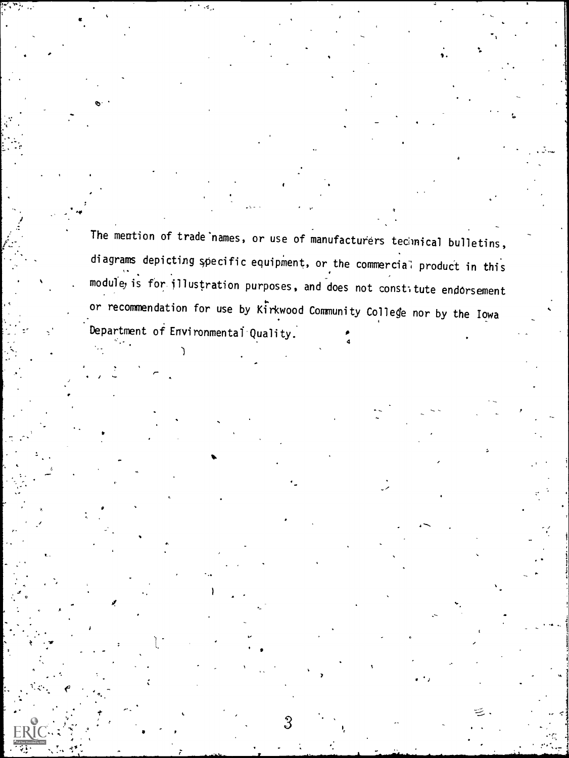The mention of trade names, or use of manufacturers technical bulletins, diagrams depicting specific equipment, or the commercial product in this module is for illustration purposes, and does not constitute endorsement or recommendation for use by Kirkwood Community College nor by the Iowa Department of Environmental Quality.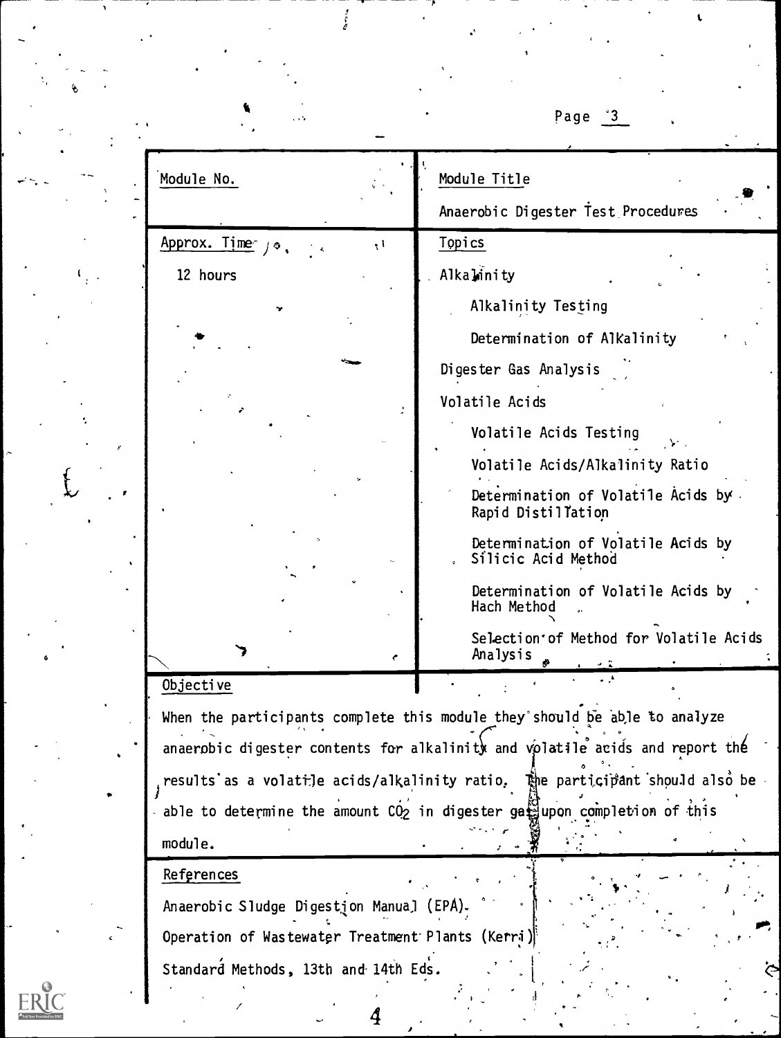| Module No. | Module Title |
|---|---|
| | Anaerobic Digester Test Procedures |
| **Approx. Time** | **Topics** |
| 12 hours | Alkalinity<br>    Alkalinity Testing<br>    Determination of Alkalinity<br>Digester Gas Analysis<br>Volatile Acids<br>    Volatile Acids Testing<br>    Volatile Acids/Alkalinity Ratio<br>    Determination of Volatile Acids by Rapid Distillation<br>    Determination of Volatile Acids by Silicic Acid Method<br>    Determination of Volatile Acids by Hach Method<br>    Selection of Method for Volatile Acids Analysis |

**Objective**

When the participants complete this module they should be able to analyze anaerobic digester contents for alkalinity and volatile acids and report the results as a volatile acids/alkalinity ratio. The participant should also be able to determine the amount $CO_2$ in digester gas upon completion of this module.

**References**

Anaerobic Sludge Digestion Manual (EPA).

Operation of Wastewater Treatment Plants (Kerri)

Standard Methods, 13th and 14th Eds.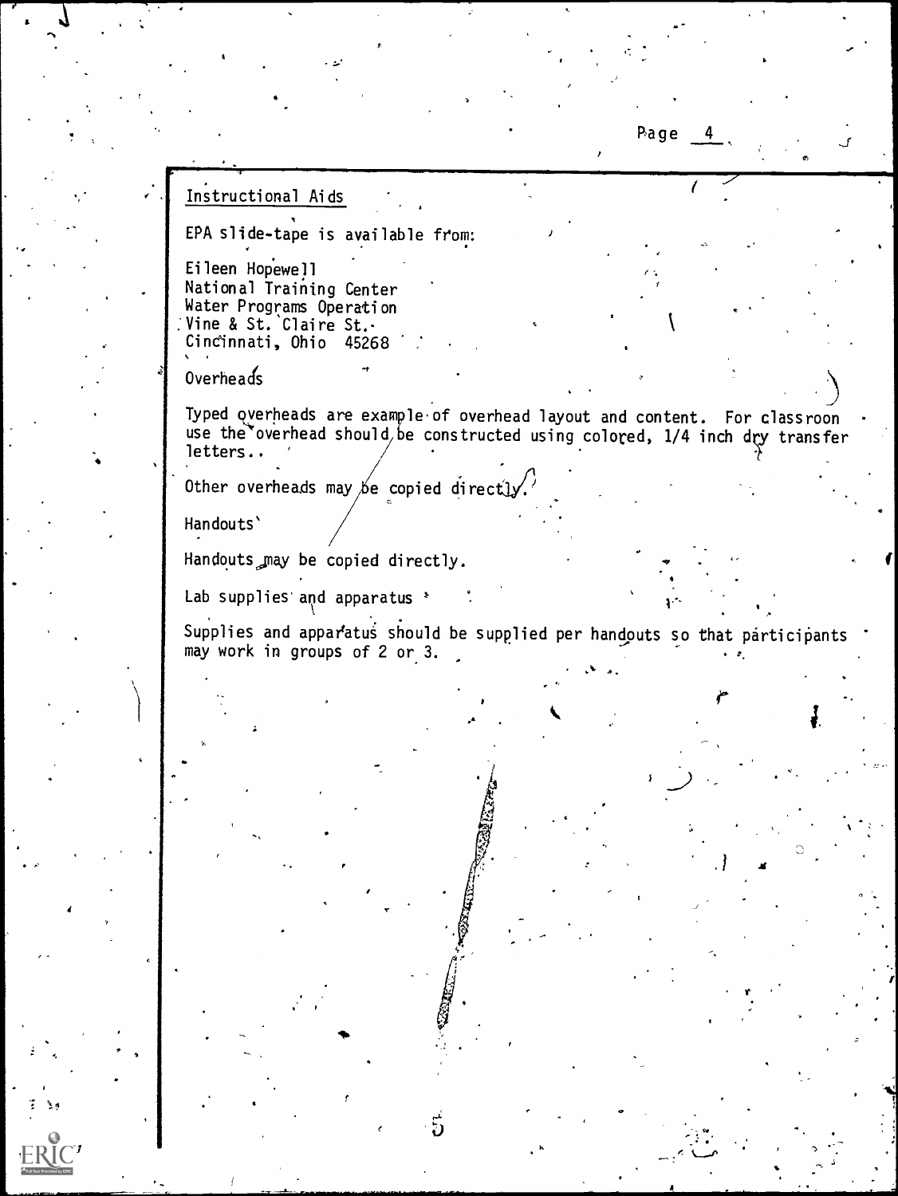## Instructional Aids

EPA slide-tape is available from:

Eileen Hopewell
National Training Center
Water Programs Operation
Vine & St. Claire St.
Cincinnati, Ohio 45268

### Overheads

Typed overheads are example of overhead layout and content. For classroom use the overhead should be constructed using colored, 1/4 inch dry transfer letters..

Other overheads may be copied directly.

### Handouts

Handouts may be copied directly.

### Lab supplies and apparatus

Supplies and apparatus should be supplied per handouts so that participants may work in groups of 2 or 3.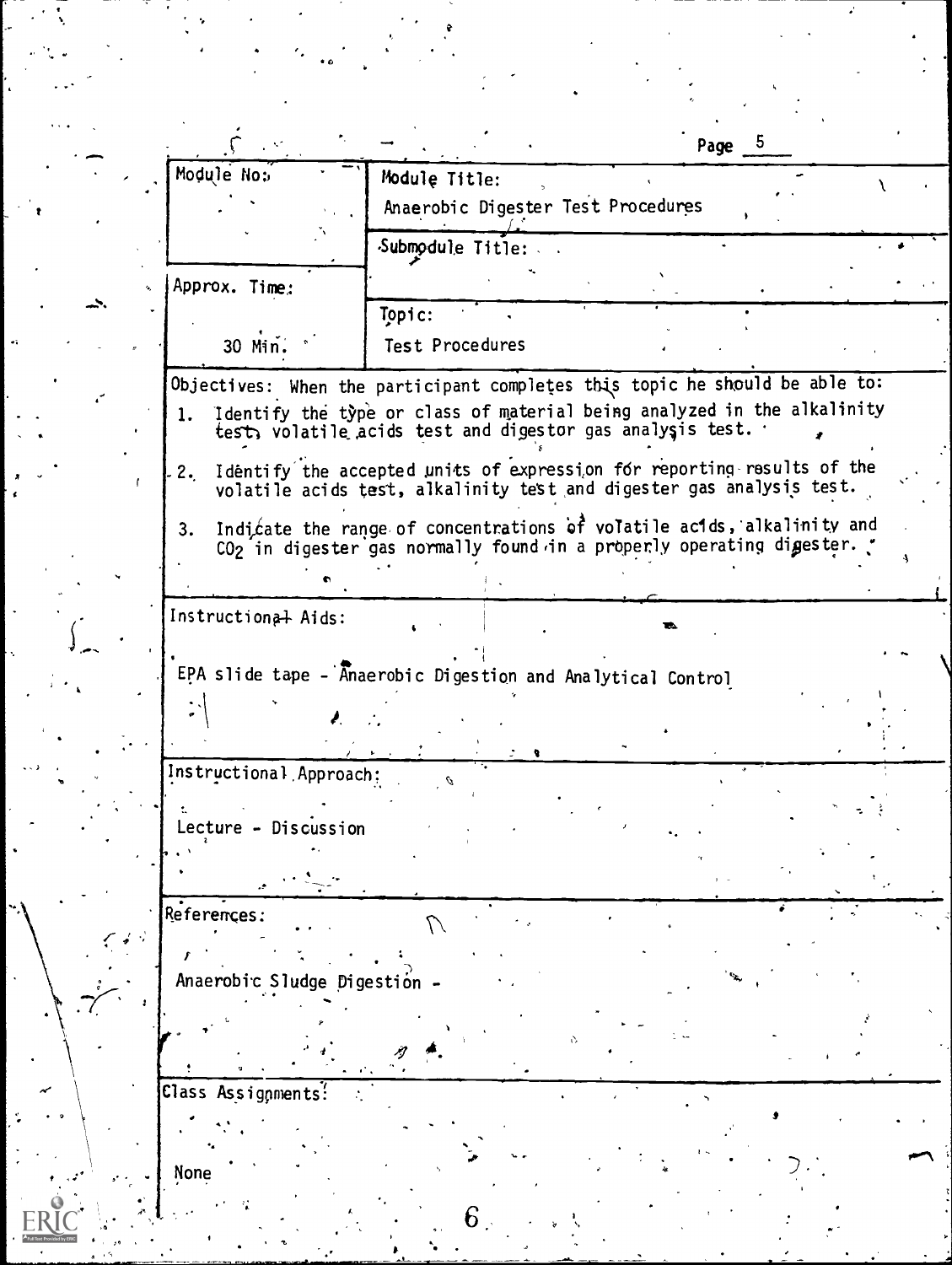| Module No: | Module Title: Anaerobic Digester Test Procedures |
|---|---|
| | Submodule Title: |
| Approx. Time: | Topic: |
| 30 Min. | Test Procedures |

Objectives: When the participant completes this topic he should be able to:

1. Identify the type or class of material being analyzed in the alkalinity test, volatile acids test and digestor gas analysis test.
2. Identify the accepted units of expression for reporting results of the volatile acids test, alkalinity test and digester gas analysis test.
3. Indicate the range of concentrations of volatile acids, alkalinity and $CO_2$ in digester gas normally found in a properly operating digester.

Instructional Aids:

EPA slide tape - Anaerobic Digestion and Analytical Control

Instructional Approach:

Lecture - Discussion

References:

Anaerobic Sludge Digestion -

Class Assignments:

None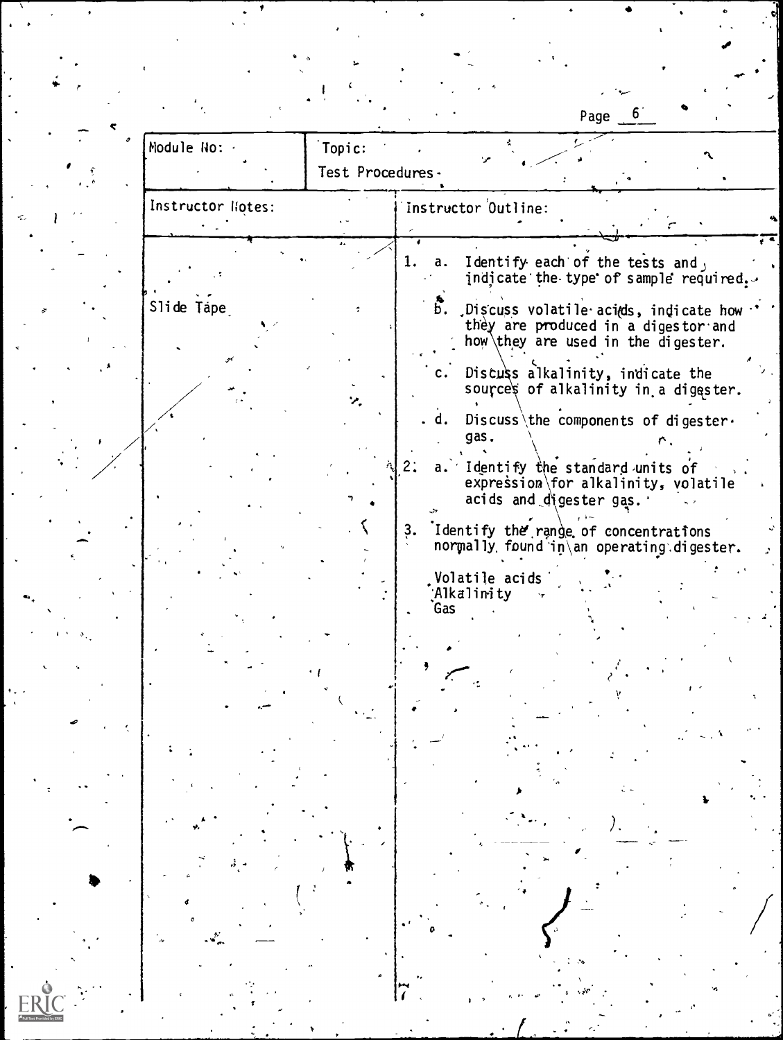| Module No: | Topic: Test Procedures |
|---|---|

| Instructor Notes: | Instructor Outline: |
|---|---|
| Slide Tape | 1. a. Identify each of the tests and indicate the type of sample required. |
| | b. Discuss volatile acids, indicate how they are produced in a digestor and how they are used in the digester. |
| | c. Discuss alkalinity, indicate the sources of alkalinity in a digester. |
| | d. Discuss the components of digester gas. |
| | 2. a. Identify the standard units of expression for alkalinity, volatile acids and digester gas. |
| | 3. Identify the range of concentrations normally found in an operating digester. |
| | Volatile acids<br>Alkalinity<br>Gas |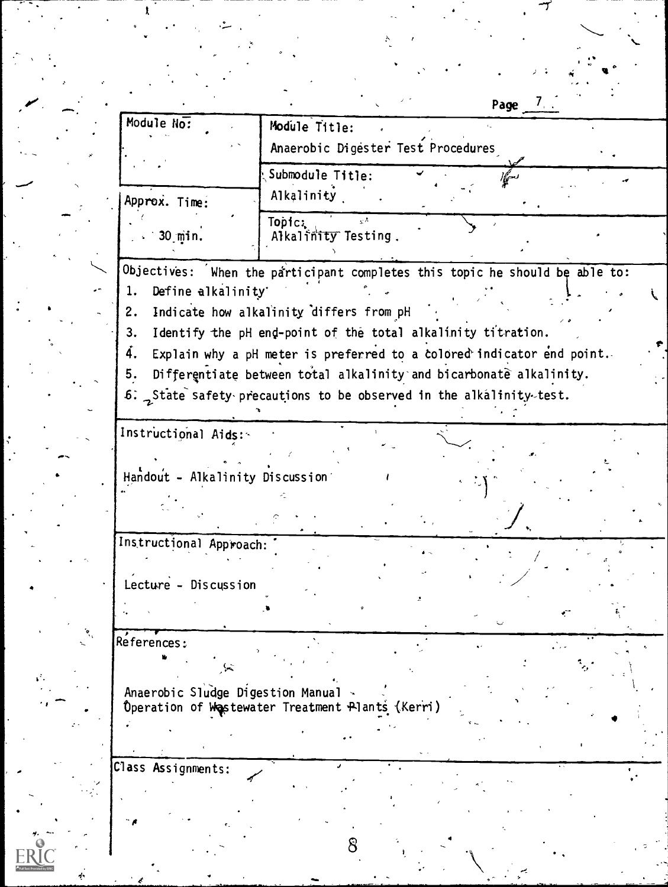| Module No: | Module Title: Anaerobic Digester Test Procedures |
| --- | --- |
| | Submodule Title: Alkalinity |
| Approx. Time: 30 min. | Topic: Alkalinity Testing. |

**Objectives:** When the participant completes this topic he should be able to:

1. Define alkalinity
2. Indicate how alkalinity differs from pH
3. Identify the pH end-point of the total alkalinity titration.
4. Explain why a pH meter is preferred to a colored indicator end point.
5. Differentiate between total alkalinity and bicarbonate alkalinity.
6. State safety precautions to be observed in the alkalinity test.

**Instructional Aids:**

Handout - Alkalinity Discussion

**Instructional Approach:**

Lecture - Discussion

**References:**

Anaerobic Sludge Digestion Manual
Operation of Wastewater Treatment Plants (Kerri)

**Class Assignments:**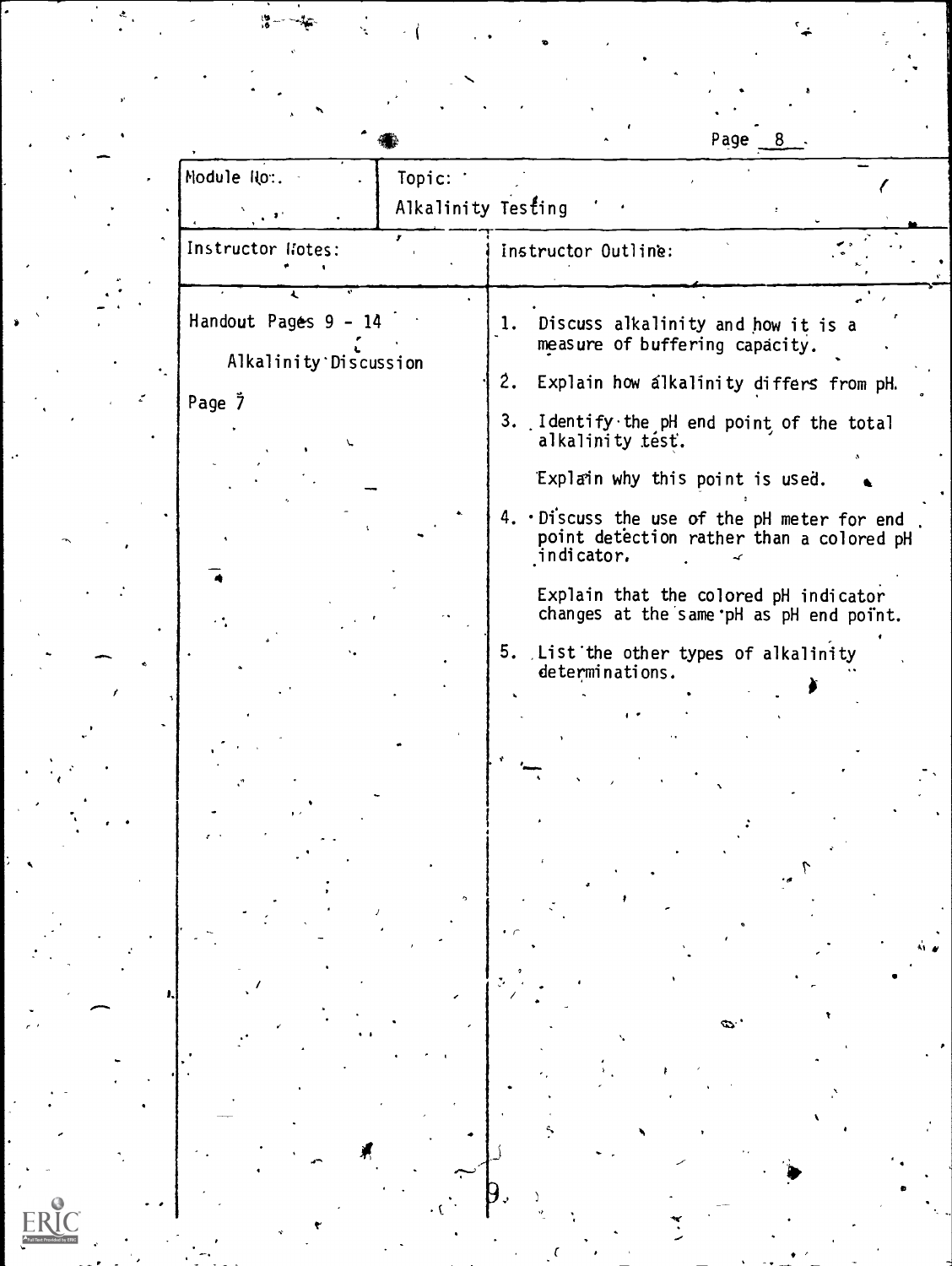| Module No.: | Topic: Alkalinity Testing |
|---|---|
| **Instructor Notes:** | **Instructor Outline:** |
| Handout Pages 9 - 14<br><br>Alkalinity Discussion<br><br>Page 7 | 1. Discuss alkalinity and how it is a measure of buffering capacity.<br><br>2. Explain how alkalinity differs from pH.<br><br>3. Identify the pH end point of the total alkalinity test.<br><br>Explain why this point is used.<br><br>4. Discuss the use of the pH meter for end point detection rather than a colored pH indicator.<br><br>Explain that the colored pH indicator changes at the same pH as pH end point.<br><br>5. List the other types of alkalinity determinations. |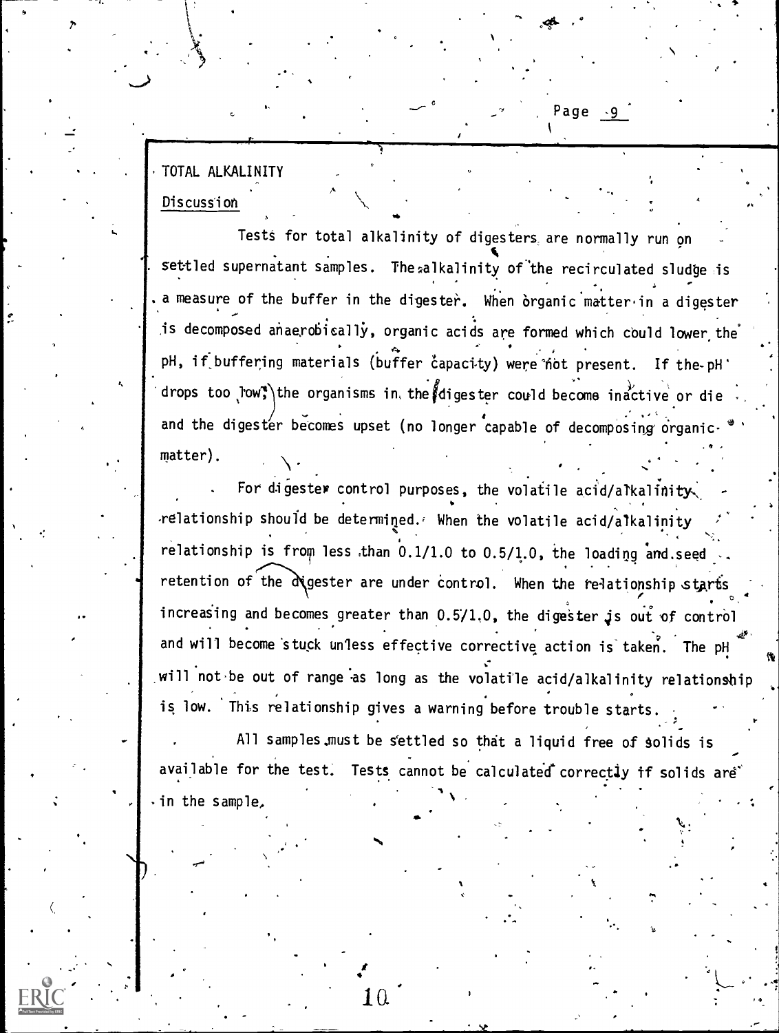TOTAL ALKALINITY

Discussion

Tests for total alkalinity of digesters are normally run on settled supernatant samples. The alkalinity of the recirculated sludge is a measure of the buffer in the digester. When organic matter in a digester is decomposed anaerobically, organic acids are formed which could lower the pH, if buffering materials (buffer capacity) were not present. If the pH drops too low, the organisms in the digester could become inactive or die and the digester becomes upset (no longer capable of decomposing organic matter).

For digester control purposes, the volatile acid/alkalinity relationship should be determined. When the volatile acid/alkalinity relationship is from less than 0.1/1.0 to 0.5/1.0, the loading and seed retention of the digester are under control. When the relationship starts increasing and becomes greater than 0.5/1.0, the digester is out of control and will become stuck unless effective corrective action is taken. The pH will not be out of range as long as the volatile acid/alkalinity relationship is low. This relationship gives a warning before trouble starts.

All samples must be settled so that a liquid free of solids is available for the test. Tests cannot be calculated correctly if solids are in the sample.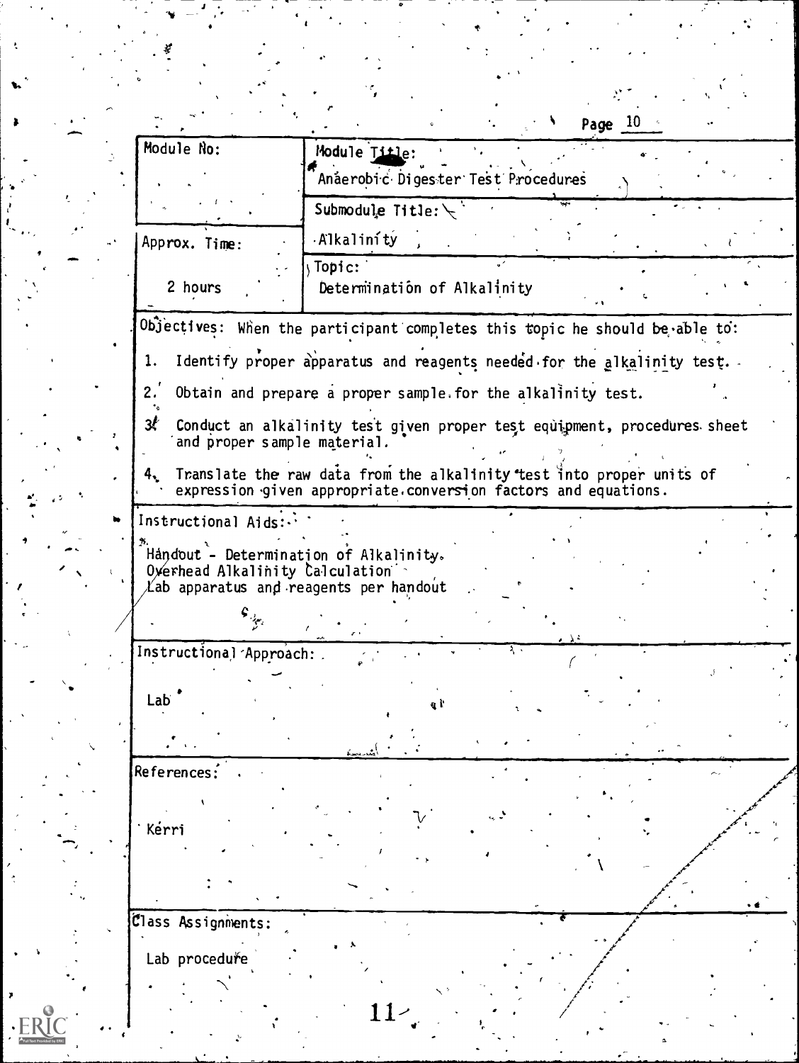| Module No: | Module Title: Anaerobic Digester Test Procedures |
|---|---|
| | Submodule Title: Alkalinity |
| Approx. Time: 2 hours | Topic: Determination of Alkalinity |

**Objectives:** When the participant completes this topic he should be able to:

1. Identify proper apparatus and reagents needed for the alkalinity test.
2. Obtain and prepare a proper sample for the alkalinity test.
3. Conduct an alkalinity test given proper test equipment, procedures sheet and proper sample material.
4. Translate the raw data from the alkalinity test into proper units of expression given appropriate conversion factors and equations.

**Instructional Aids:**

Handout - Determination of Alkalinity.
Overhead Alkalinity Calculation
Lab apparatus and reagents per handout

**Instructional Approach:**

Lab

**References:**

Kerri

**Class Assignments:**

Lab procedure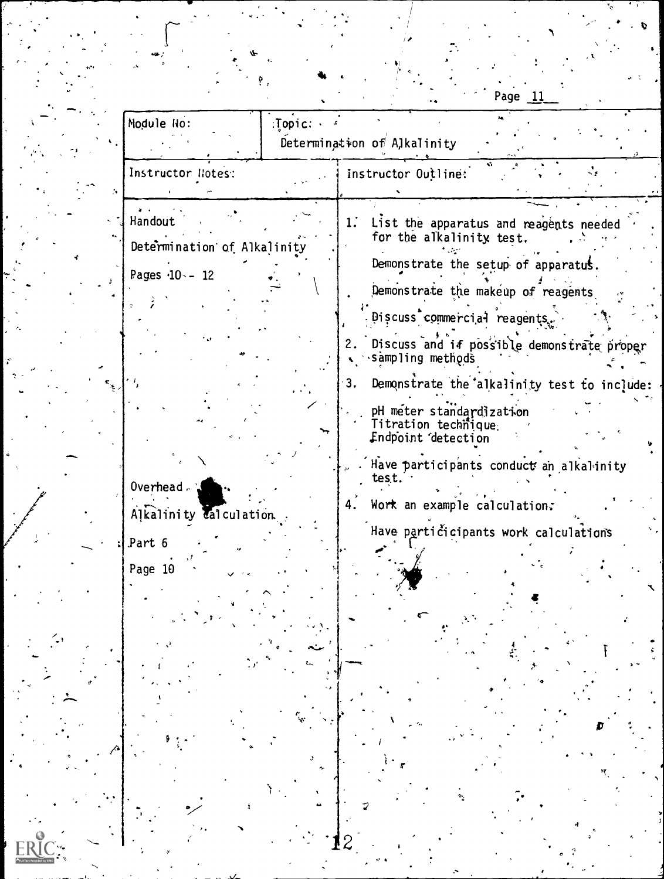| Module No: | Topic: Determination of Alkalinity |
|---|---|
| **Instructor Notes:** | **Instructor Outline:** |
| Handout<br><br>Determination of Alkalinity<br><br>Pages 10 - 12 | 1. List the apparatus and reagents needed for the alkalinity test.<br><br>Demonstrate the setup of apparatus.<br><br>Demonstrate the makeup of reagents<br><br>Discuss commercial reagents. |
| | 2. Discuss and if possible demonstrate proper sampling methods |
| | 3. Demonstrate the alkalinity test to include:<br><br>pH meter standardization<br>Titration technique<br>Endpoint detection<br><br>Have participants conduct an alkalinity test. |
| Overhead<br><br>Alkalinity Calculation<br><br>Part 6<br><br>Page 10 | 4. Work an example calculation.<br><br>Have particicipants work calculations |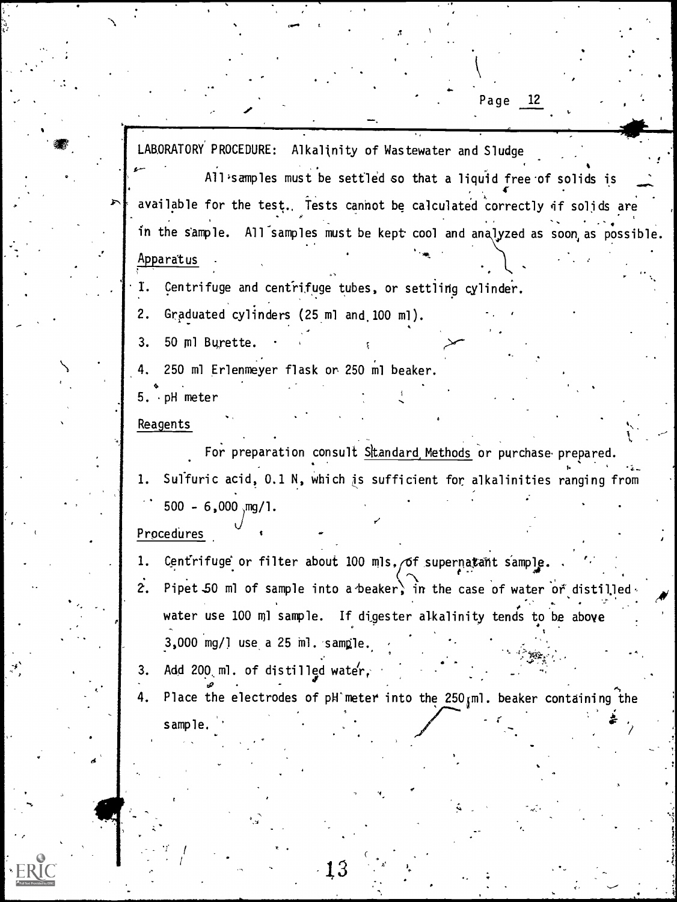LABORATORY PROCEDURE: Alkalinity of Wastewater and Sludge

All samples must be settled so that a liquid free of solids is available for the test. Tests cannot be calculated correctly if solids are in the sample. All samples must be kept cool and analyzed as soon as possible.

Apparatus

1. Centrifuge and centrifuge tubes, or settling cylinder.
2. Graduated cylinders (25 ml and 100 ml).
3. 50 ml Burette.
4. 250 ml Erlenmeyer flask or 250 ml beaker.
5. pH meter

Reagents

For preparation consult Standard Methods or purchase prepared.

1. Sulfuric acid, 0.1 N, which is sufficient for alkalinities ranging from 500 - 6,000 mg/l.

Procedures

1. Centrifuge or filter about 100 mls. of supernatant sample.
2. Pipet 50 ml of sample into a beaker, in the case of water or distilled water use 100 ml sample. If digester alkalinity tends to be above 3,000 mg/l use a 25 ml. sample.
3. Add 200 ml. of distilled water.
4. Place the electrodes of pH meter into the 250 ml. beaker containing the sample.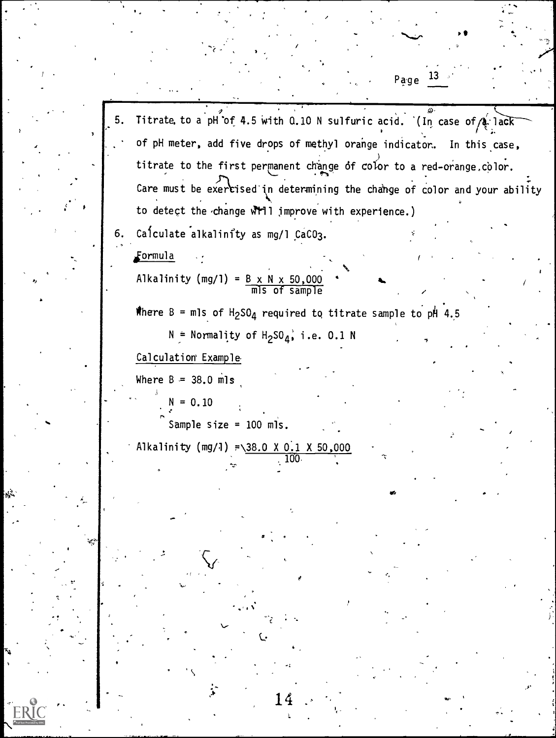5. Titrate to a pH of 4.5 with 0.10 N sulfuric acid. (In case of a lack of pH meter, add five drops of methyl orange indicator. In this case, titrate to the first permanent change of color to a red-orange color. Care must be exercised in determining the change of color and your ability to detect the change will improve with experience.)

6. Calculate alkalinity as mg/l $CaCO_3$.

   Formula

   $$\text{Alkalinity (mg/l)} = \frac{B \times N \times 50{,}000}{\text{mls of sample}}$$

   Where B = mls of $H_2SO_4$ required to titrate sample to pH 4.5

   N = Normality of $H_2SO_4$, i.e. 0.1 N

   Calculation Example

   Where B = 38.0 mls

   N = 0.10

   Sample size = 100 mls.

   $$\text{Alkalinity (mg/l)} = \frac{38.0 \times 0.1 \times 50{,}000}{100}$$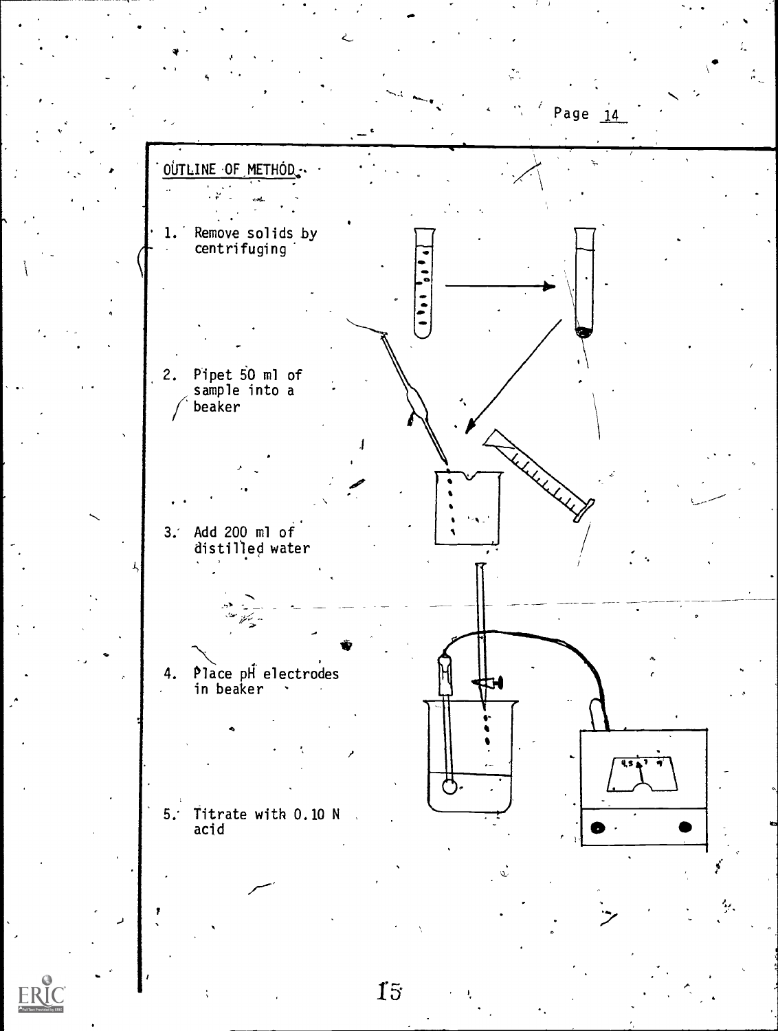## OUTLINE OF METHOD

1. Remove solids by centrifuging

2. Pipet 50 ml of sample into a beaker

3. Add 200 ml of distilled water

4. Place pH electrodes in beaker

5. Titrate with 0.10 N acid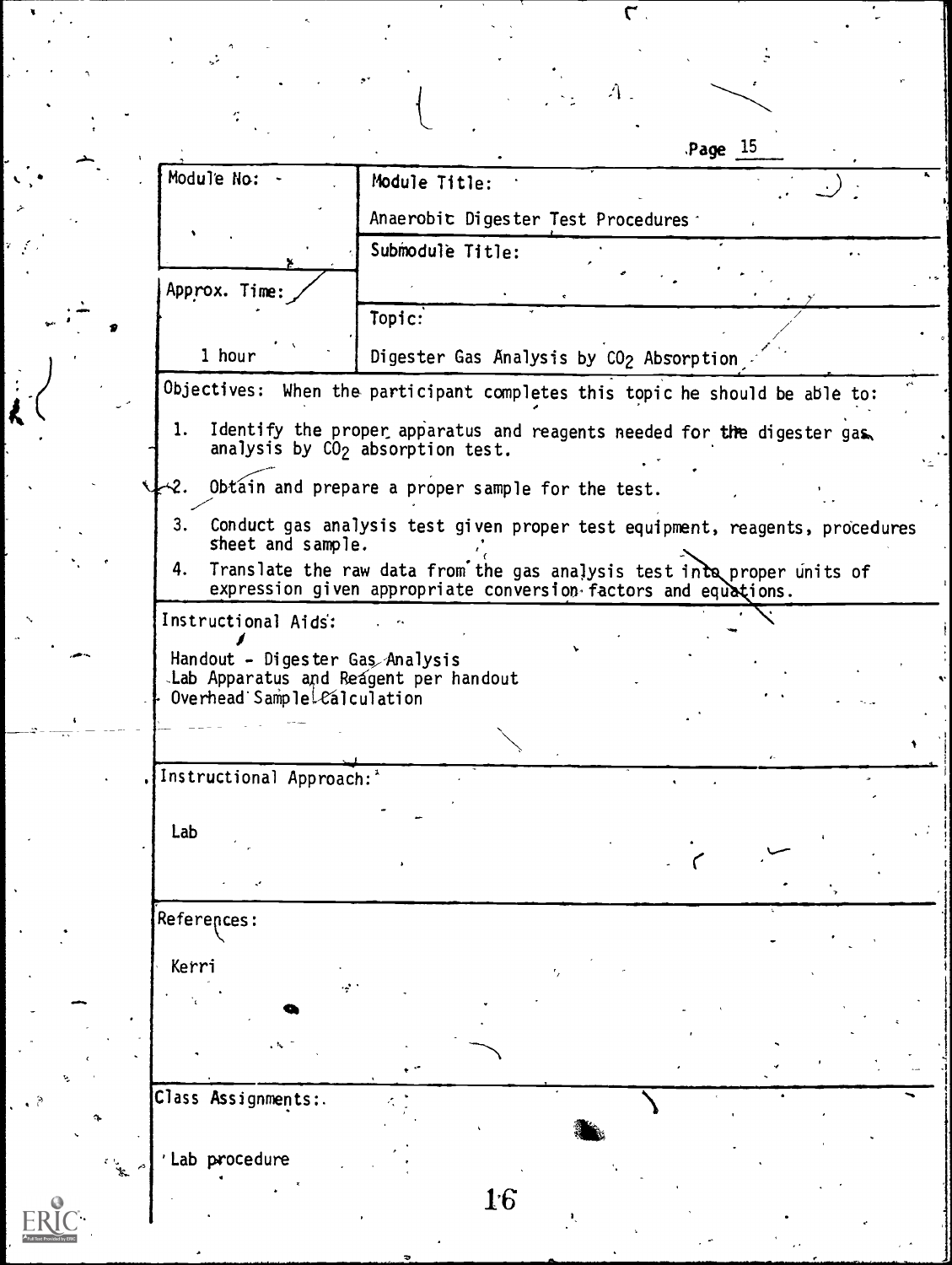| Module No: | Module Title: Anaerobic Digester Test Procedures |
|---|---|
| | Submodule Title: |
| Approx. Time: 1 hour | Topic: Digester Gas Analysis by $CO_2$ Absorption |

**Objectives:** When the participant completes this topic he should be able to:

1. Identify the proper apparatus and reagents needed for the digester gas analysis by $CO_2$ absorption test.
2. Obtain and prepare a proper sample for the test.
3. Conduct gas analysis test given proper test equipment, reagents, procedures sheet and sample.
4. Translate the raw data from the gas analysis test into proper units of expression given appropriate conversion factors and equations.

**Instructional Aids:**

Handout - Digester Gas Analysis
Lab Apparatus and Reagent per handout
Overhead Sample Calculation

**Instructional Approach:**

Lab

**References:**

Kerri

**Class Assignments:**

Lab procedure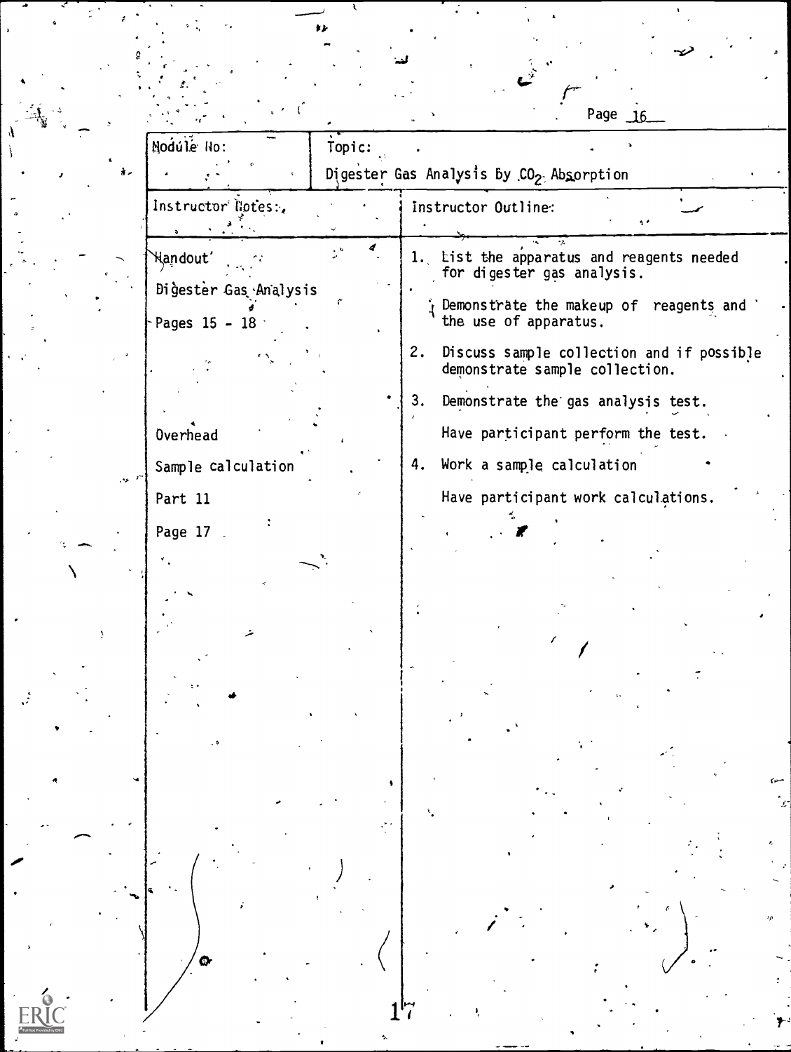| Module No: | Topic: Digester Gas Analysis By $CO_2$ Absorption |
|---|---|

| Instructor Notes: | Instructor Outline: |
|---|---|
| Handout<br>Digester Gas Analysis<br>Pages 15 - 18 | 1. List the apparatus and reagents needed for digester gas analysis.<br><br>Demonstrate the makeup of reagents and the use of apparatus. |
| | 2. Discuss sample collection and if possible demonstrate sample collection. |
| | 3. Demonstrate the gas analysis test. |
| Overhead | Have participant perform the test. |
| Sample calculation<br>Part 11<br>Page 17 | 4. Work a sample calculation<br><br>Have participant work calculations. |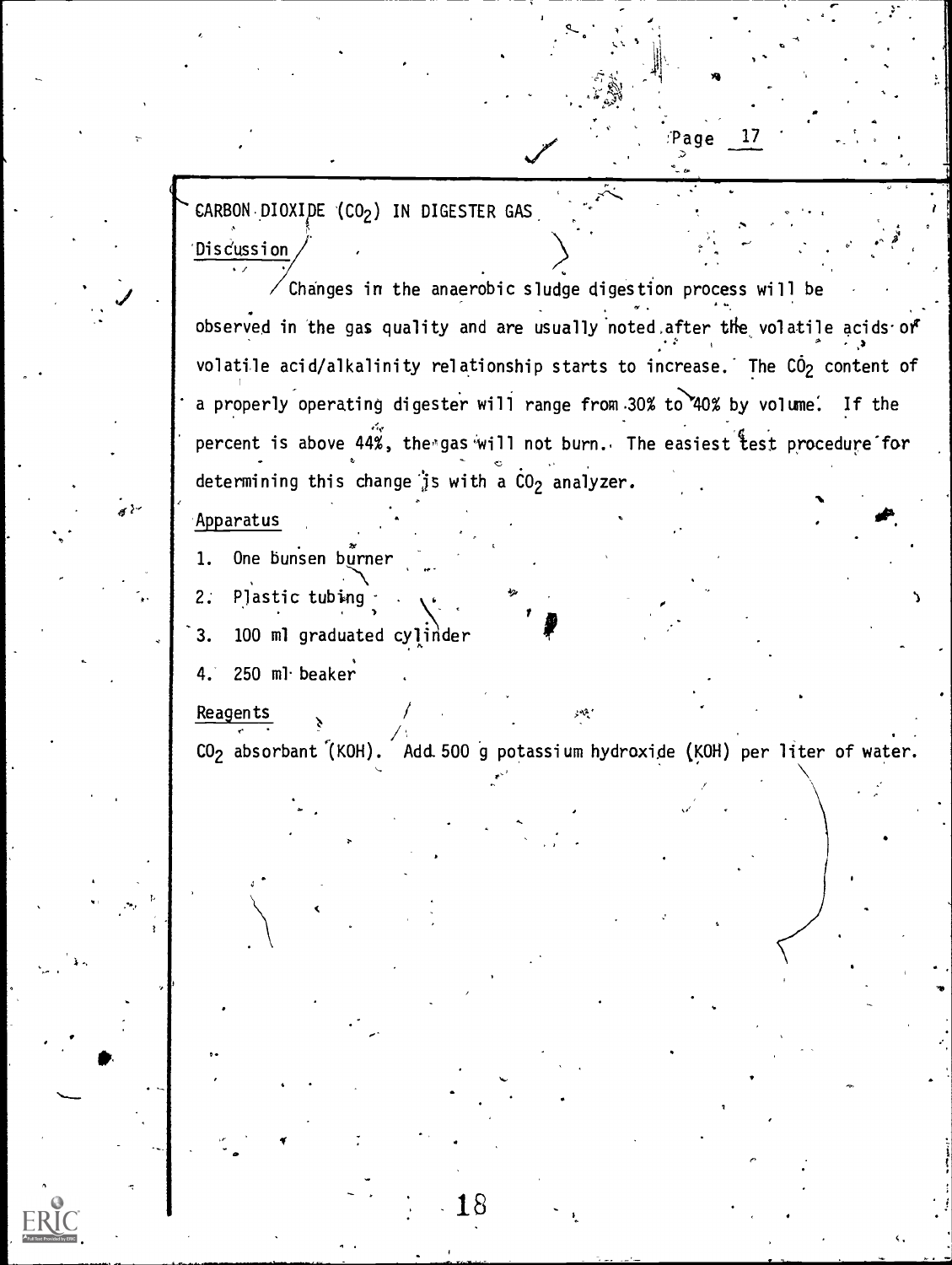## CARBON DIOXIDE ($CO_2$) IN DIGESTER GAS

### Discussion

Changes in the anaerobic sludge digestion process will be observed in the gas quality and are usually noted after the volatile acids or volatile acid/alkalinity relationship starts to increase. The $CO_2$ content of a properly operating digester will range from 30% to 40% by volume. If the percent is above 44%, the gas will not burn. The easiest test procedure for determining this change is with a $CO_2$ analyzer.

### Apparatus

1. One bunsen burner
2. Plastic tubing
3. 100 ml graduated cylinder
4. 250 ml beaker

### Reagents

$CO_2$ absorbant (KOH). Add 500 g potassium hydroxide (KOH) per liter of water.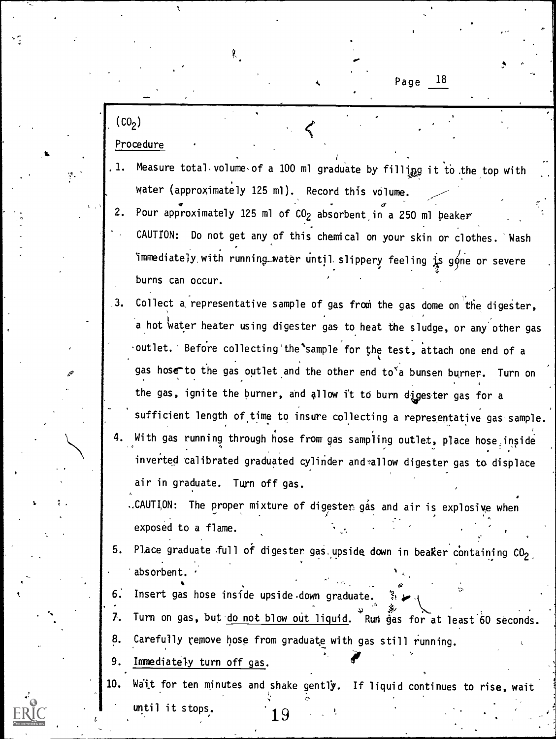($CO_2$)

Procedure

1. Measure total volume of a 100 ml graduate by filling it to the top with water (approximately 125 ml). Record this volume.
2. Pour approximately 125 ml of $CO_2$ absorbent in a 250 ml beaker

   CAUTION: Do not get any of this chemical on your skin or clothes. Wash immediately with running water until slippery feeling is gone or severe burns can occur.
3. Collect a representative sample of gas from the gas dome on the digester, a hot water heater using digester gas to heat the sludge, or any other gas outlet. Before collecting the sample for the test, attach one end of a gas hose to the gas outlet and the other end to a bunsen burner. Turn on the gas, ignite the burner, and allow it to burn digester gas for a sufficient length of time to insure collecting a representative gas sample.
4. With gas running through hose from gas sampling outlet, place hose inside inverted calibrated graduated cylinder and allow digester gas to displace air in graduate. Turn off gas.

   CAUTION: The proper mixture of digester gas and air is explosive when exposed to a flame.
5. Place graduate full of digester gas upside down in beaker containing $CO_2$ absorbent.
6. Insert gas hose inside upside down graduate.
7. Turn on gas, but <u>do not blow out liquid</u>. Run gas for at least 60 seconds.
8. Carefully remove hose from graduate with gas still running.
9. <u>Immediately turn off gas</u>.
10. Wait for ten minutes and shake gently. If liquid continues to rise, wait until it stops.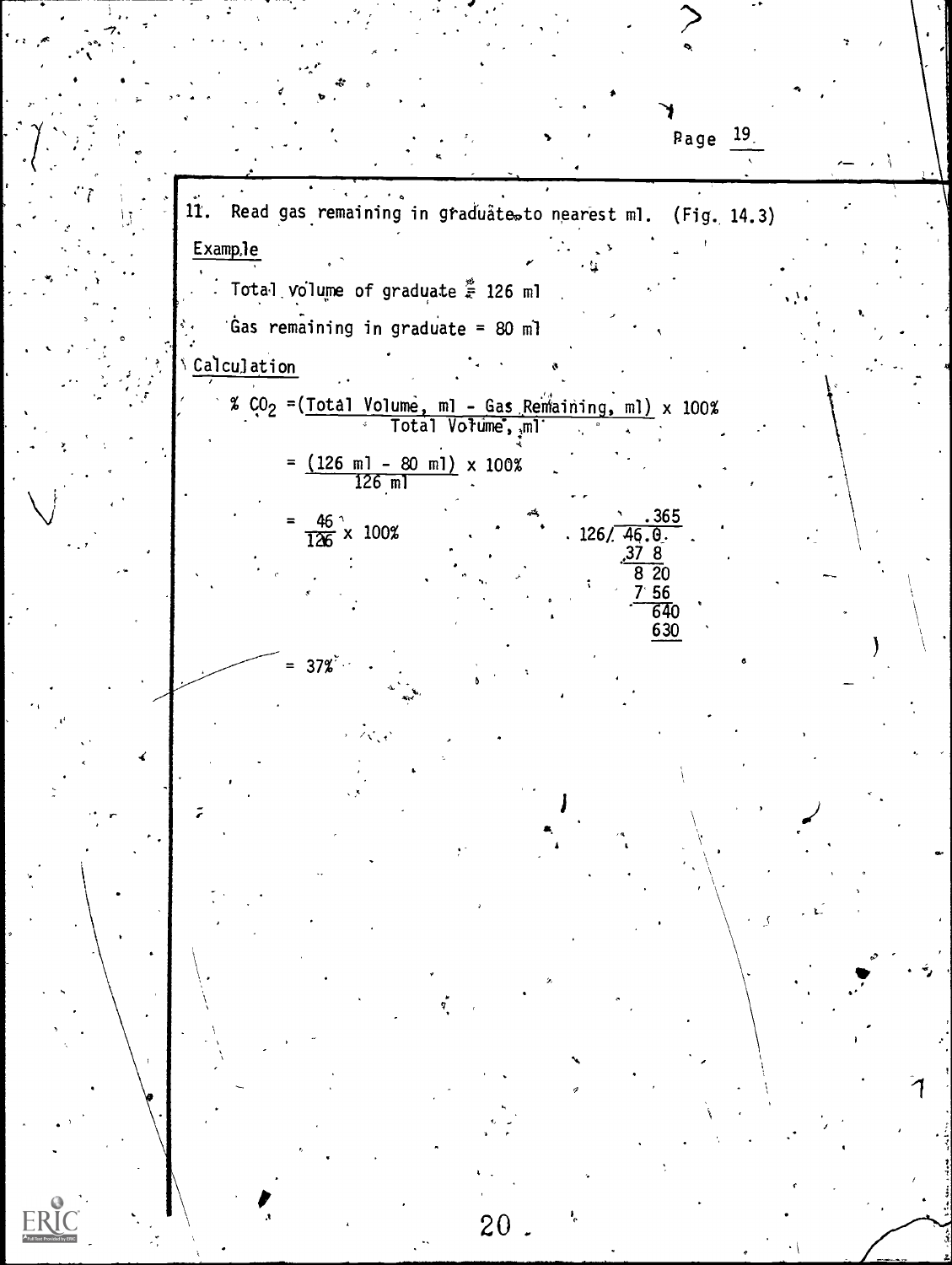11. Read gas remaining in graduate to nearest ml. (Fig. 14.3)

Example

Total volume of graduate = 126 ml

Gas remaining in graduate = 80 ml

Calculation

$$\% \; CO_2 = \frac{(\text{Total Volume, ml} - \text{Gas Remaining, ml})}{\text{Total Volume, ml}} \times 100\%$$

$$= \frac{(126 \text{ ml} - 80 \text{ ml})}{126 \text{ ml}} \times 100\%$$

$$= \frac{46}{126} \times 100\%$$

```
         .365
126/ 46.0
     37 8
      8 20
      7 56
        640
        630
```

$$= 37\%$$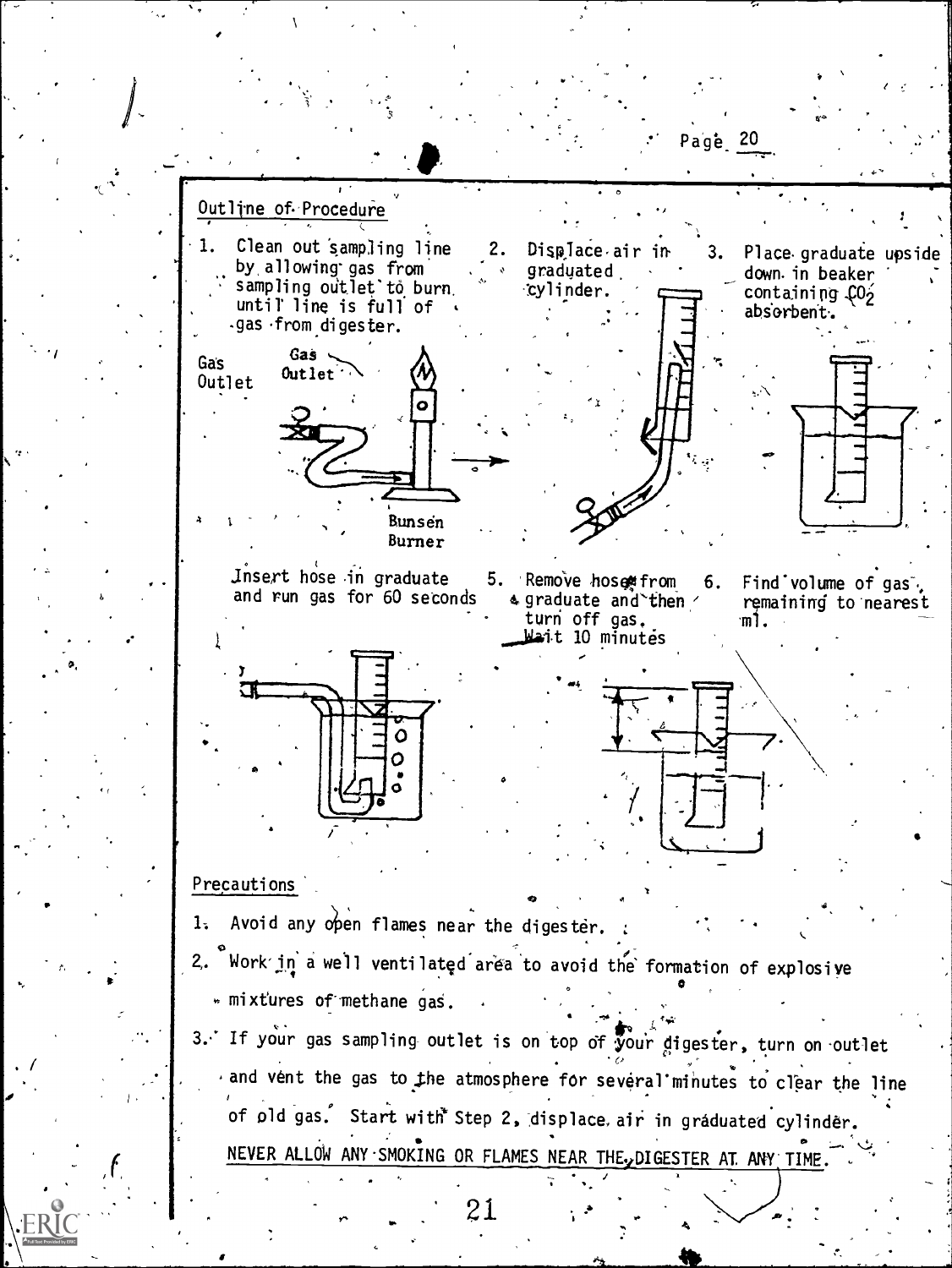## Outline of Procedure

1. Clean out sampling line by allowing gas from sampling outlet to burn until line is full of gas from digester.

Gas Outlet

Gas Outlet

Bunsen Burner

2. Displace air in graduated cylinder.

3. Place graduate upside down in beaker containing $CO_2$ absorbent.

4. Insert hose in graduate and run gas for 60 seconds

5. Remove hose from graduate and then turn off gas. Wait 10 minutes

6. Find volume of gas remaining to nearest ml.

## Precautions

1. Avoid any open flames near the digester.
2. Work in a well ventilated area to avoid the formation of explosive mixtures of methane gas.
3. If your gas sampling outlet is on top of your digester, turn on outlet and vent the gas to the atmosphere for several minutes to clear the line of old gas. Start with Step 2, displace air in graduated cylinder.

NEVER ALLOW ANY SMOKING OR FLAMES NEAR THE DIGESTER AT ANY TIME.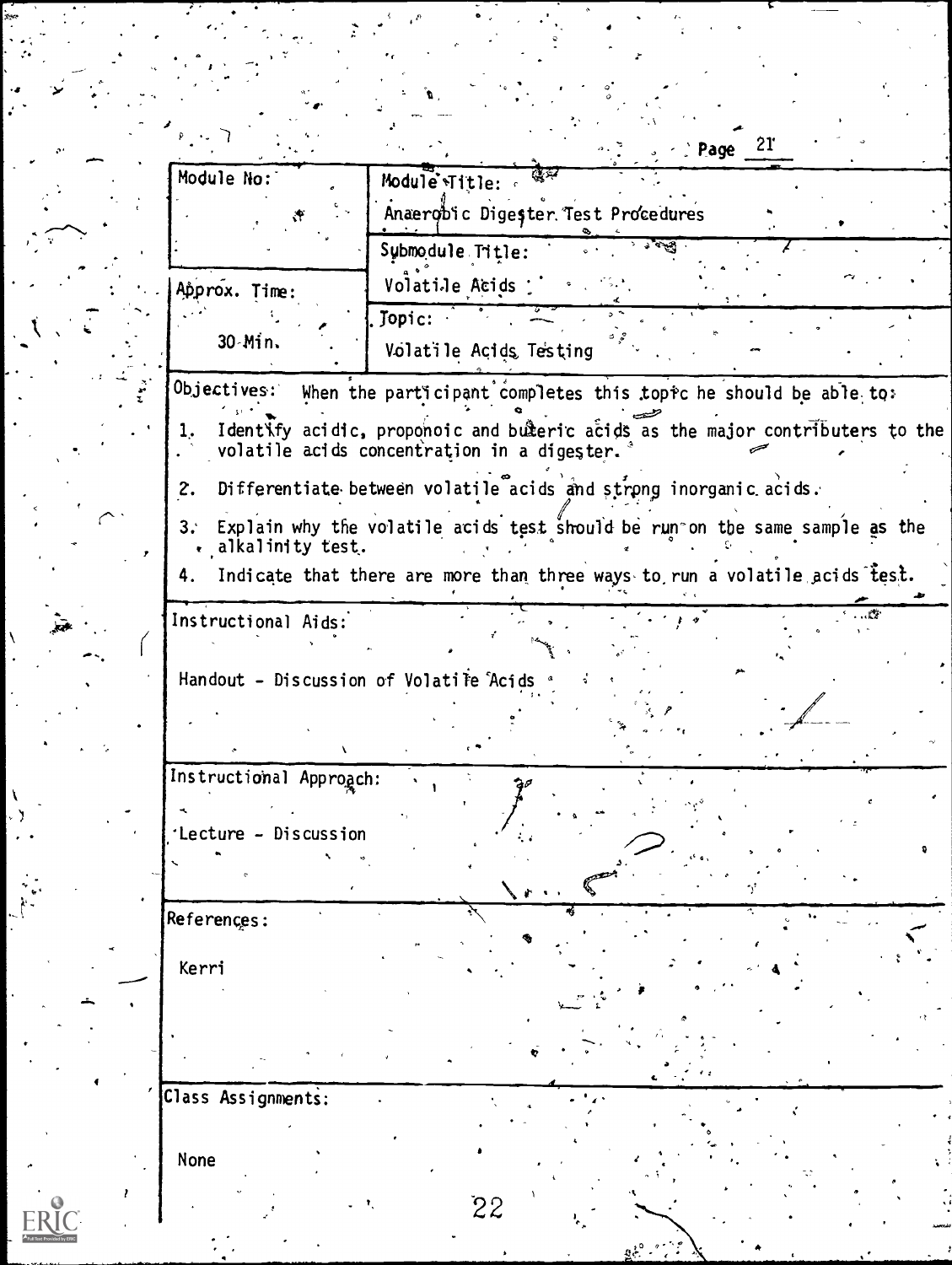| | |
|---|---|
| Module No: | Module Title: Anaerobic Digester Test Procedures |
| | Submodule Title: Volatile Acids |
| Approx. Time: 30 Min. | Topic: Volatile Acids Testing |

Objectives: When the participant completes this topic he should be able to:

1. Identify acidic, proponoic and buteric acids as the major contributers to the volatile acids concentration in a digester.
2. Differentiate between volatile acids and strong inorganic acids.
3. Explain why the volatile acids test should be run on the same sample as the alkalinity test.
4. Indicate that there are more than three ways to run a volatile acids test.

Instructional Aids:

Handout - Discussion of Volatile Acids

Instructional Approach:

Lecture - Discussion

References:

Kerri

Class Assignments:

None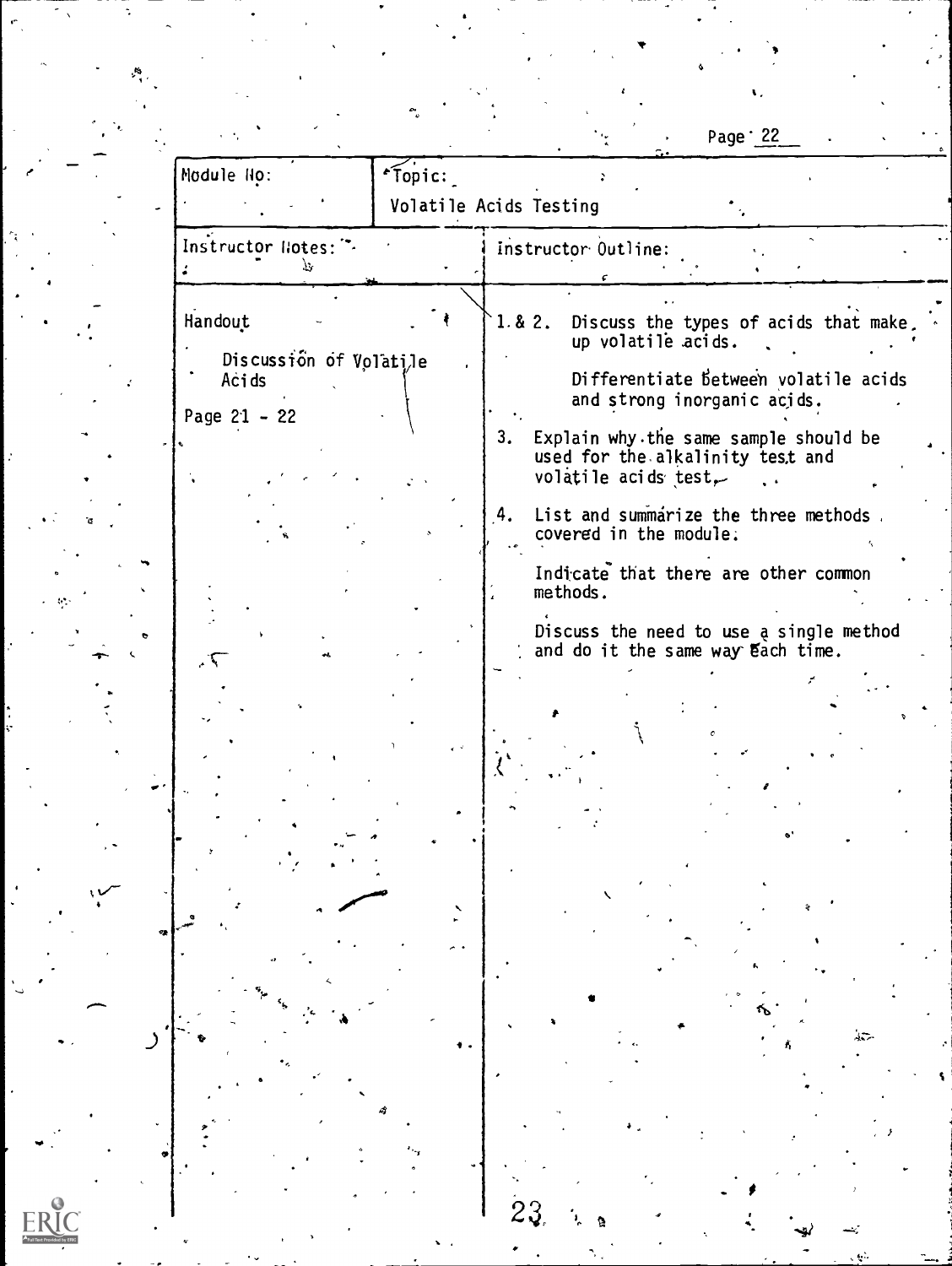| Module No: | Topic: Volatile Acids Testing |
|---|---|
| **Instructor Notes:** | **Instructor Outline:** |
| Handout<br><br>Discussion of Volatile Acids<br><br>Page 21 - 22 | 1. & 2. Discuss the types of acids that make up volatile acids.<br><br>Differentiate between volatile acids and strong inorganic acids.<br><br>3. Explain why the same sample should be used for the alkalinity test and volatile acids test.<br><br>4. List and summarize the three methods covered in the module.<br><br>Indicate that there are other common methods.<br><br>Discuss the need to use a single method and do it the same way each time. |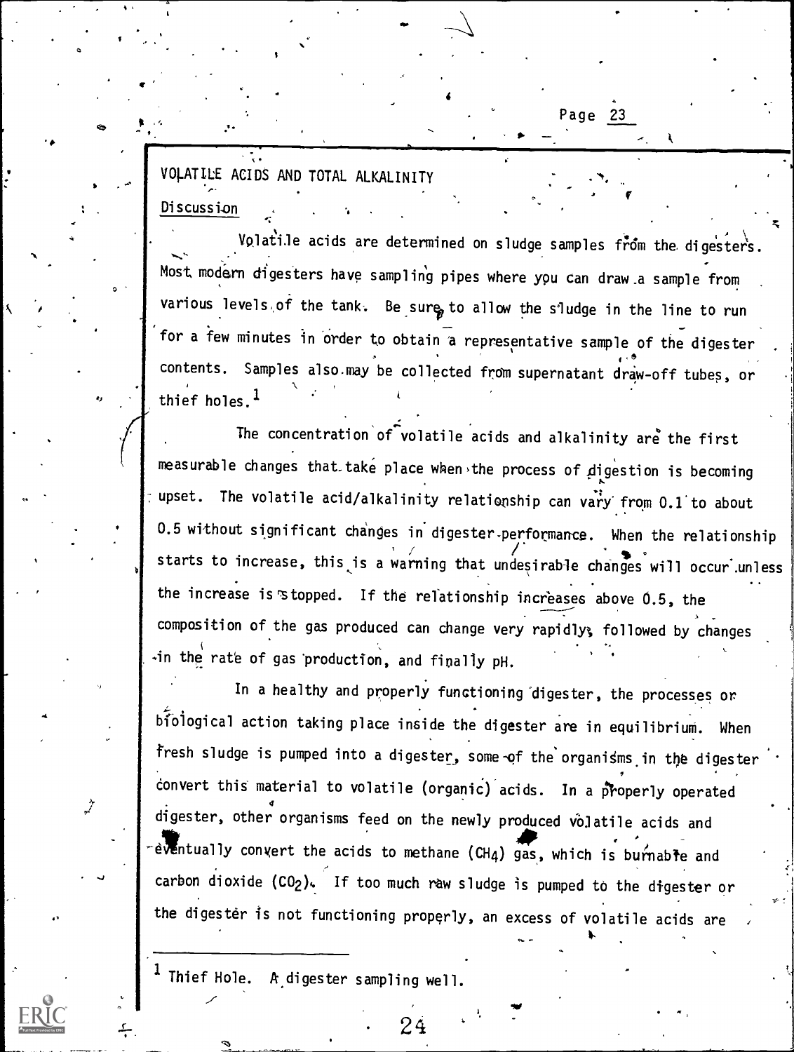## VOLATILE ACIDS AND TOTAL ALKALINITY

### Discussion

Volatile acids are determined on sludge samples from the digesters. Most modern digesters have sampling pipes where you can draw a sample from various levels of the tank. Be sure to allow the sludge in the line to run for a few minutes in order to obtain a representative sample of the digester contents. Samples also may be collected from supernatant draw-off tubes, or thief holes.[1]

The concentration of volatile acids and alkalinity are the first measurable changes that take place when the process of digestion is becoming upset. The volatile acid/alkalinity relationship can vary from 0.1 to about 0.5 without significant changes in digester performance. When the relationship starts to increase, this is a warning that undesirable changes will occur unless the increase is stopped. If the relationship increases above 0.5, the composition of the gas produced can change very rapidly, followed by changes in the rate of gas production, and finally pH.

In a healthy and properly functioning digester, the processes or biological action taking place inside the digester are in equilibrium. When fresh sludge is pumped into a digester, some of the organisms in the digester convert this material to volatile (organic) acids. In a properly operated digester, other organisms feed on the newly produced volatile acids and eventually convert the acids to methane ($CH_4$) gas, which is burnable and carbon dioxide ($CO_2$). If too much raw sludge is pumped to the digester or the digester is not functioning properly, an excess of volatile acids are

[1] Thief Hole. A digester sampling well.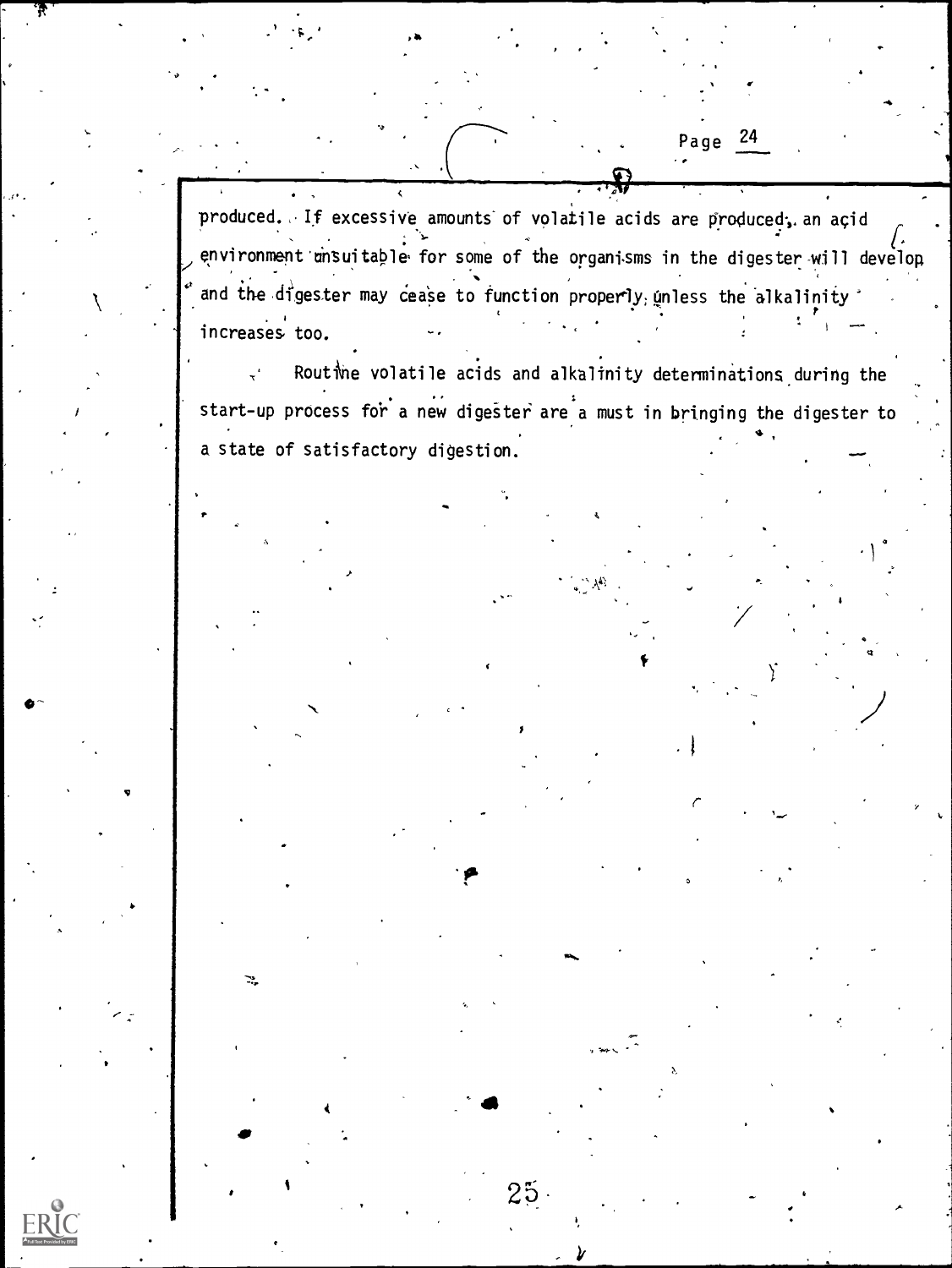produced. If excessive amounts of volatile acids are produced, an acid environment unsuitable for some of the organisms in the digester will develop and the digester may cease to function properly unless the alkalinity increases too.

Routine volatile acids and alkalinity determinations during the start-up process for a new digester are a must in bringing the digester to a state of satisfactory digestion.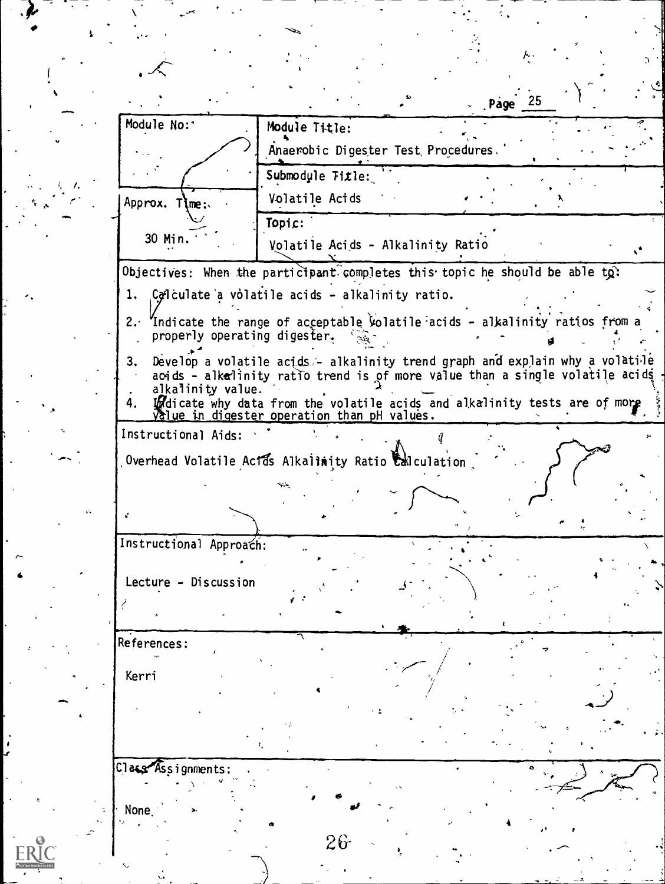| Module No: | Module Title: Anaerobic Digester Test Procedures |
| --- | --- |
| | Submodule Title: Volatile Acids |
| Approx. Time: 30 Min. | Topic: Volatile Acids - Alkalinity Ratio |

Objectives: When the participant completes this topic he should be able to:

1. Calculate a volatile acids - alkalinity ratio.
2. Indicate the range of acceptable volatile acids - alkalinity ratios from a properly operating digester.
3. Develop a volatile acids - alkalinity trend graph and explain why a volatile acids - alkalinity ratio trend is of more value than a single volatile acids - alkalinity value.
4. Indicate why data from the volatile acids and alkalinity tests are of more value in digester operation than pH values.

Instructional Aids:

Overhead Volatile Acids Alkalinity Ratio Calculation

Instructional Approach:

Lecture - Discussion

References:

Kerri

Class Assignments:

None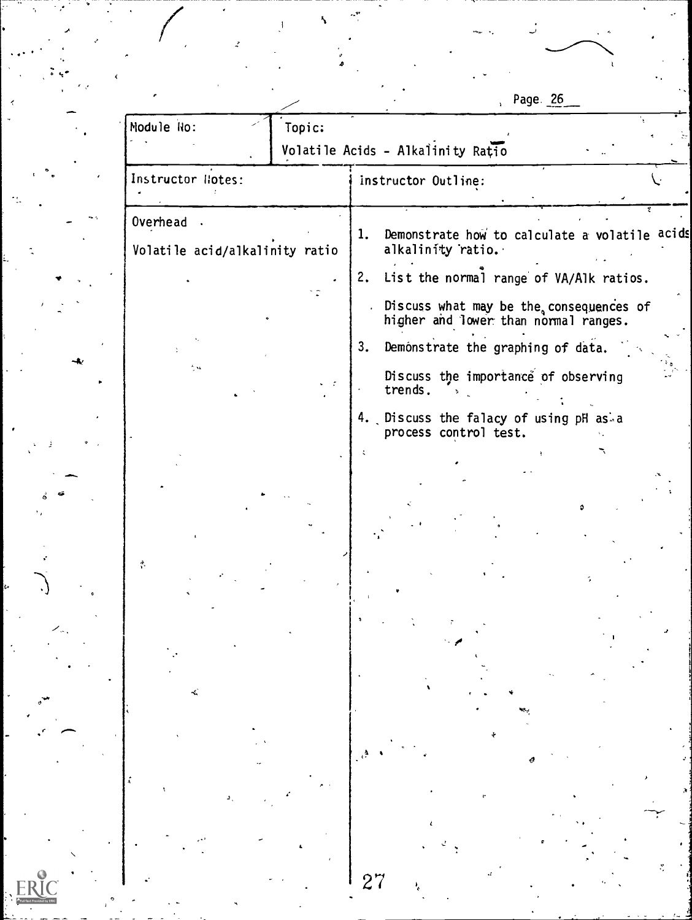| Module No: | Topic: Volatile Acids - Alkalinity Ratio |
|---|---|
| **Instructor Notes:** | **Instructor Outline:** |
| Overhead<br><br>Volatile acid/alkalinity ratio | 1. Demonstrate how to calculate a volatile acids alkalinity ratio.<br><br>2. List the normal range of VA/Alk ratios.<br><br>Discuss what may be the consequences of higher and lower than normal ranges.<br><br>3. Demonstrate the graphing of data.<br><br>Discuss the importance of observing trends.<br><br>4. Discuss the falacy of using pH as a process control test. |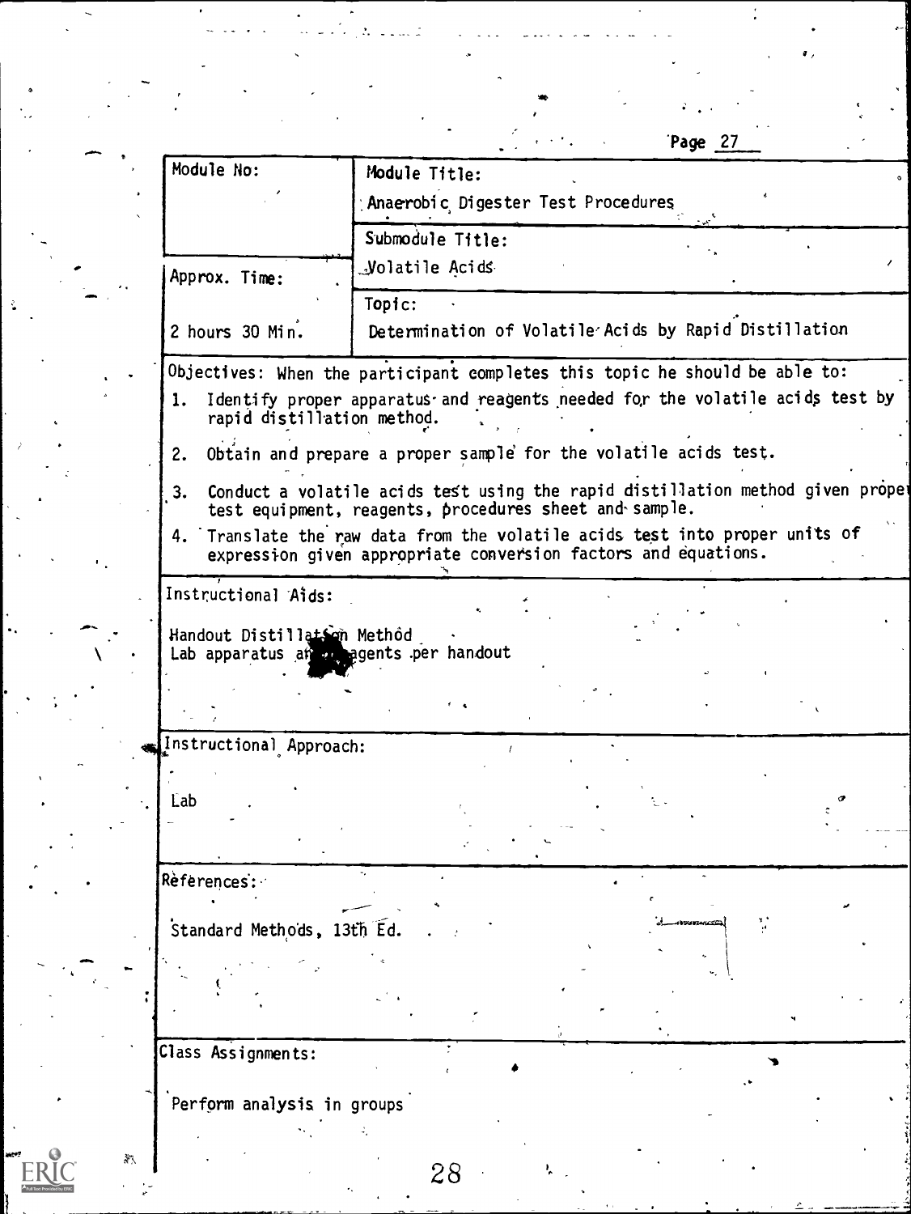| Module No: | Module Title: Anaerobic Digester Test Procedures |
|---|---|
| | Submodule Title: Volatile Acids |
| Approx. Time: 2 hours 30 Min. | Topic: Determination of Volatile Acids by Rapid Distillation |

Objectives: When the participant completes this topic he should be able to:

1. Identify proper apparatus and reagents needed for the volatile acids test by rapid distillation method.
2. Obtain and prepare a proper sample for the volatile acids test.
3. Conduct a volatile acids test using the rapid distillation method given proper test equipment, reagents, procedures sheet and sample.
4. Translate the raw data from the volatile acids test into proper units of expression given appropriate conversion factors and equations.

Instructional Aids:

Handout Distillation Method
Lab apparatus and reagents per handout

Instructional Approach:

Lab

References:

Standard Methods, 13th Ed.

Class Assignments:

Perform analysis in groups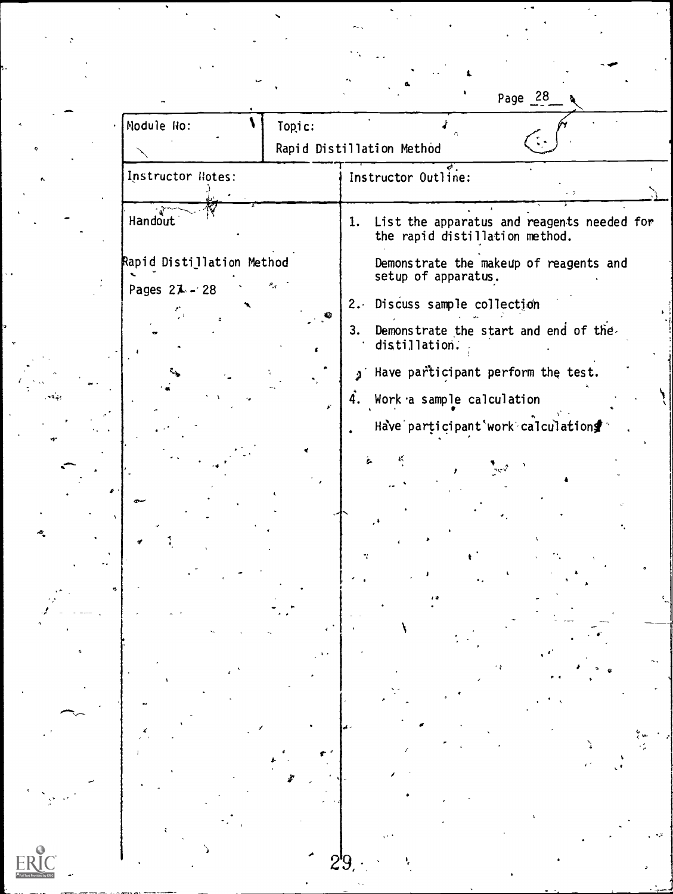| Module No: | Topic: Rapid Distillation Method |
| --- | --- |
| **Instructor Notes:** | **Instructor Outline:** |
| Handout<br><br>Rapid Distillation Method<br><br>Pages 27 - 28 | 1. List the apparatus and reagents needed for the rapid distillation method.<br><br>Demonstrate the makeup of reagents and setup of apparatus.<br><br>2. Discuss sample collection<br><br>3. Demonstrate the start and end of the distillation.<br><br>Have participant perform the test.<br><br>4. Work a sample calculation<br><br>Have participant work calculations |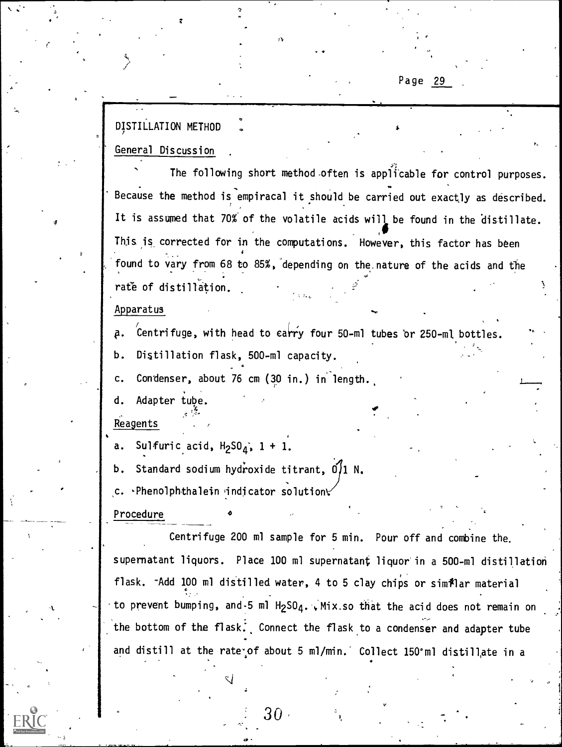## DISTILLATION METHOD

### General Discussion

The following short method often is applicable for control purposes. Because the method is empiracal it should be carried out exactly as described. It is assumed that 70% of the volatile acids will be found in the distillate. This is corrected for in the computations. However, this factor has been found to vary from 68 to 85%, depending on the nature of the acids and the rate of distillation.

### Apparatus

a. Centrifuge, with head to carry four 50-ml tubes or 250-ml bottles.

b. Distillation flask, 500-ml capacity.

c. Condenser, about 76 cm (30 in.) in length.

d. Adapter tube.

### Reagents

a. Sulfuric acid, $H_2SO_4$, 1 + 1.

b. Standard sodium hydroxide titrant, 0.1 N.

c. Phenolphthalein indicator solution.

### Procedure

Centrifuge 200 ml sample for 5 min. Pour off and combine the supernatant liquors. Place 100 ml supernatant liquor in a 500-ml distillation flask. Add 100 ml distilled water, 4 to 5 clay chips or similar material to prevent bumping, and 5 ml $H_2SO_4$. Mix so that the acid does not remain on the bottom of the flask. Connect the flask to a condenser and adapter tube and distill at the rate of about 5 ml/min. Collect 150 ml distillate in a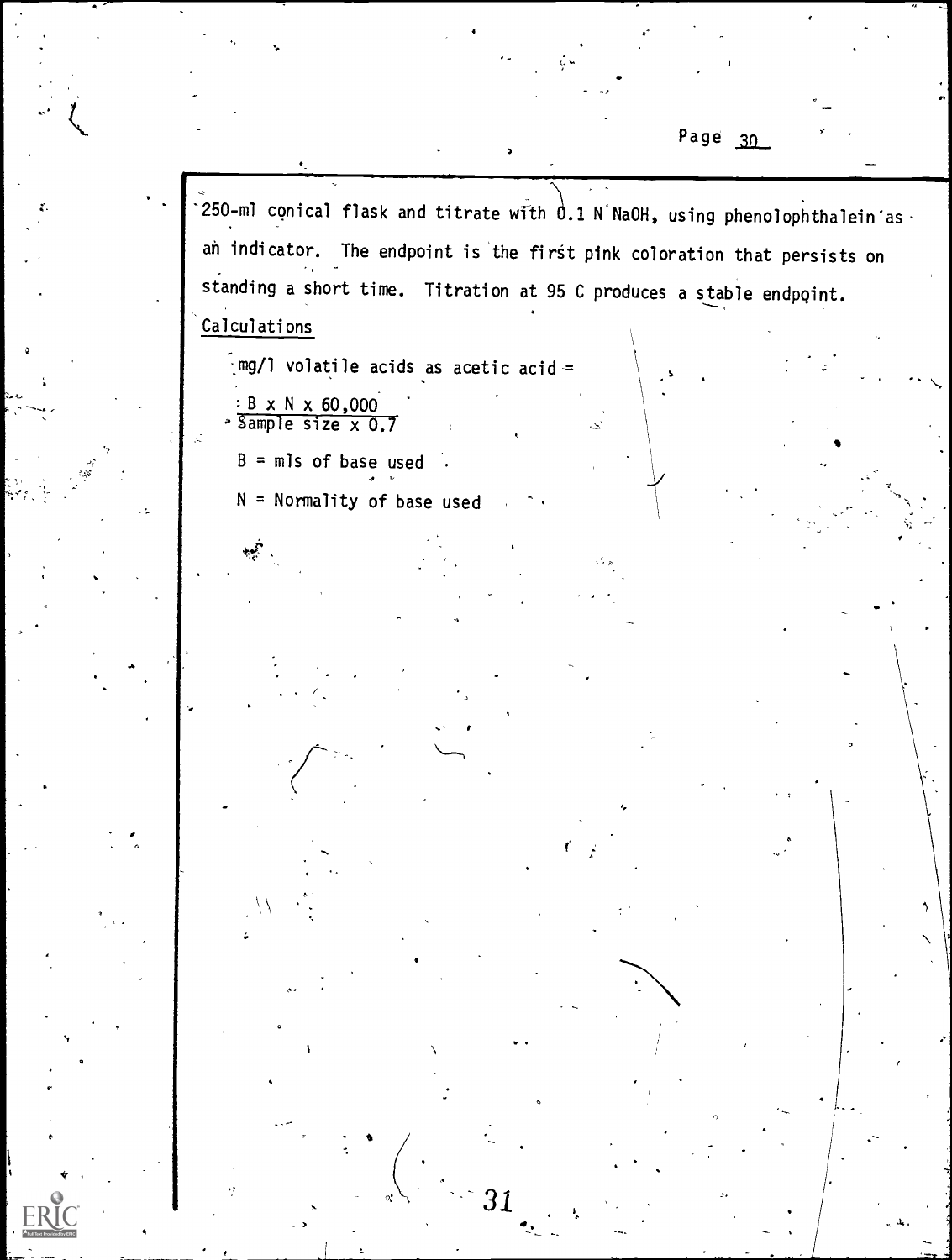250-ml conical flask and titrate with 0.1 N NaOH, using phenolophthalein as an indicator. The endpoint is the first pink coloration that persists on standing a short time. Titration at 95 C produces a stable endpoint.

Calculations

mg/l volatile acids as acetic acid =

$$\frac{B \times N \times 60{,}000}{\text{Sample size} \times 0.7}$$

B = mls of base used

N = Normality of base used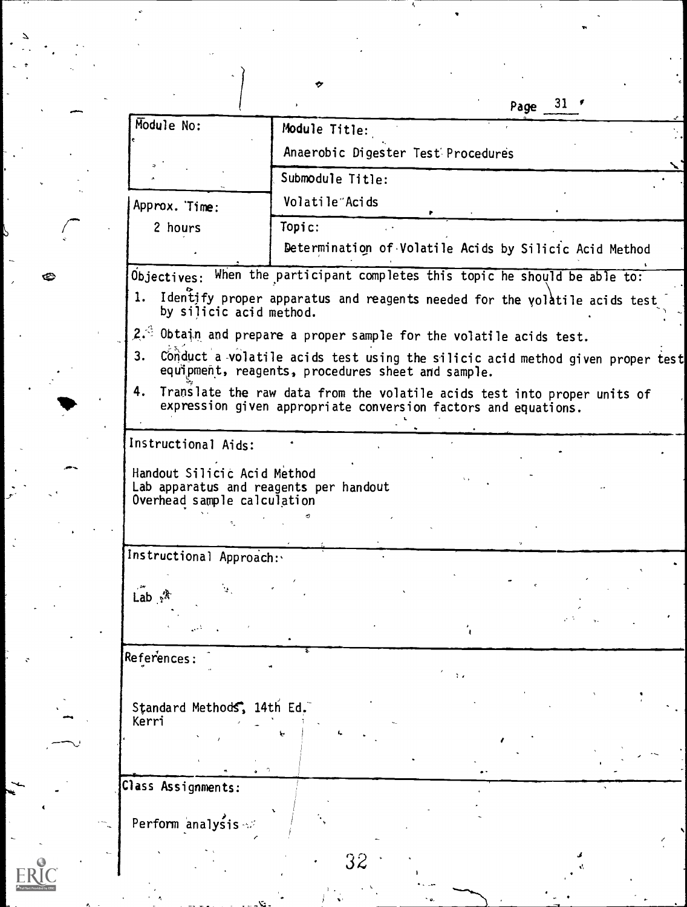| | |
|---|---|
| Module No: | Module Title: Anaerobic Digester Test Procedures |
| | Submodule Title: Volatile Acids |
| Approx. Time: 2 hours | Topic: Determination of Volatile Acids by Silicic Acid Method |

Objectives: When the participant completes this topic he should be able to:

1. Identify proper apparatus and reagents needed for the volatile acids test by silicic acid method.
2. Obtain and prepare a proper sample for the volatile acids test.
3. Conduct a volatile acids test using the silicic acid method given proper test equipment, reagents, procedures sheet and sample.
4. Translate the raw data from the volatile acids test into proper units of expression given appropriate conversion factors and equations.

Instructional Aids:

Handout Silicic Acid Method
Lab apparatus and reagents per handout
Overhead sample calculation

Instructional Approach:

Lab

References:

Standard Methods, 14th Ed.
Kerri

Class Assignments:

Perform analysis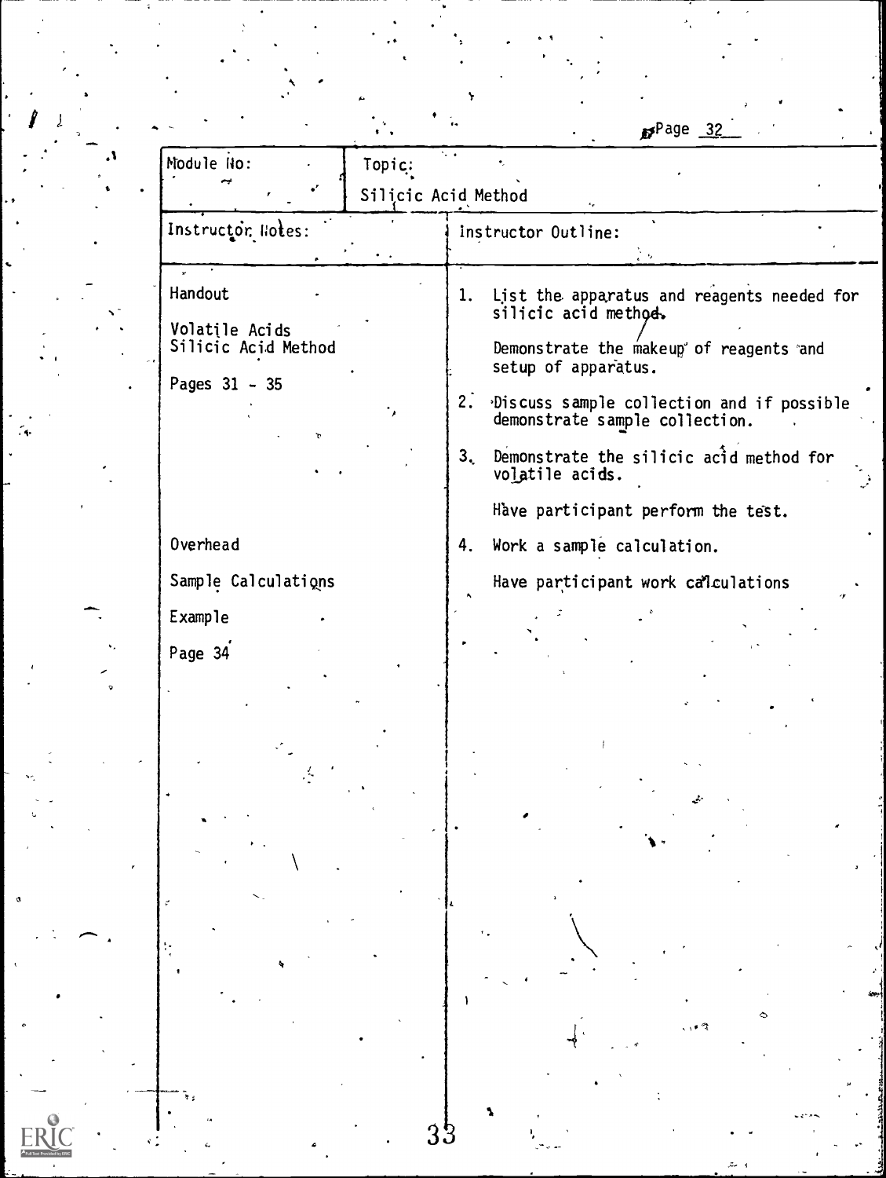| Module No: | Topic: |
| --- | --- |
| | Silicic Acid Method |

| Instructor Notes: | Instructor Outline: |
| --- | --- |
| Handout<br><br>Volatile Acids<br>Silicic Acid Method<br><br>Pages 31 - 35 | 1. List the apparatus and reagents needed for silicic acid method.<br><br>Demonstrate the makeup of reagents and setup of apparatus.<br><br>2. Discuss sample collection and if possible demonstrate sample collection.<br><br>3. Demonstrate the silicic acid method for volatile acids.<br><br>Have participant perform the test. |
| Overhead<br><br>Sample Calculations<br><br>Example<br><br>Page 34 | 4. Work a sample calculation.<br><br>Have participant work calculations |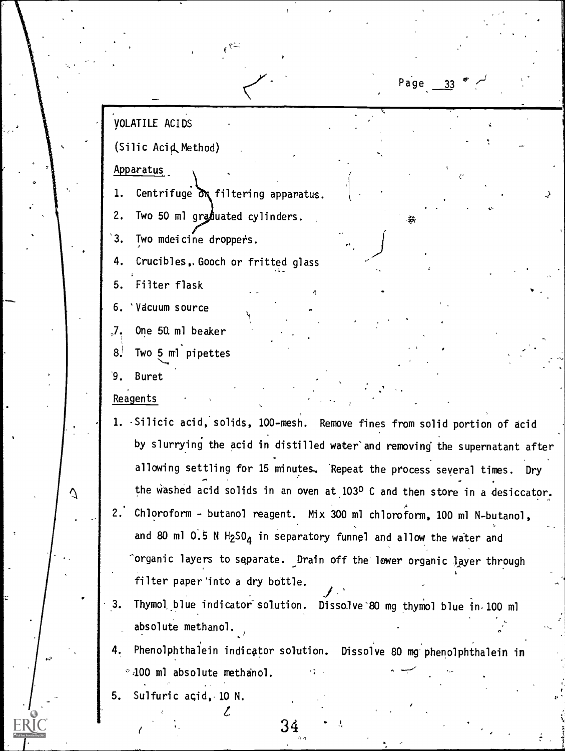VOLATILE ACIDS

(Silic Acid Method)

Apparatus

1. Centrifuge or filtering apparatus.
2. Two 50 ml graduated cylinders.
3. Two mdeicine droppers.
4. Crucibles, Gooch or fritted glass
5. Filter flask
6. Vacuum source
7. One 50 ml beaker
8. Two 5 ml pipettes
9. Buret

Reagents

1. Silicic acid, solids, 100-mesh. Remove fines from solid portion of acid by slurrying the acid in distilled water and removing the supernatant after allowing settling for 15 minutes. Repeat the process several times. Dry the washed acid solids in an oven at 103° C and then store in a desiccator.
2. Chloroform - butanol reagent. Mix 300 ml chloroform, 100 ml N-butanol, and 80 ml 0.5 N $H_2SO_4$ in separatory funnel and allow the water and organic layers to separate. Drain off the lower organic layer through filter paper into a dry bottle.
3. Thymol blue indicator solution. Dissolve 80 mg thymol blue in 100 ml absolute methanol.
4. Phenolphthalein indicator solution. Dissolve 80 mg phenolphthalein in 100 ml absolute methanol.
5. Sulfuric acid, 10 N.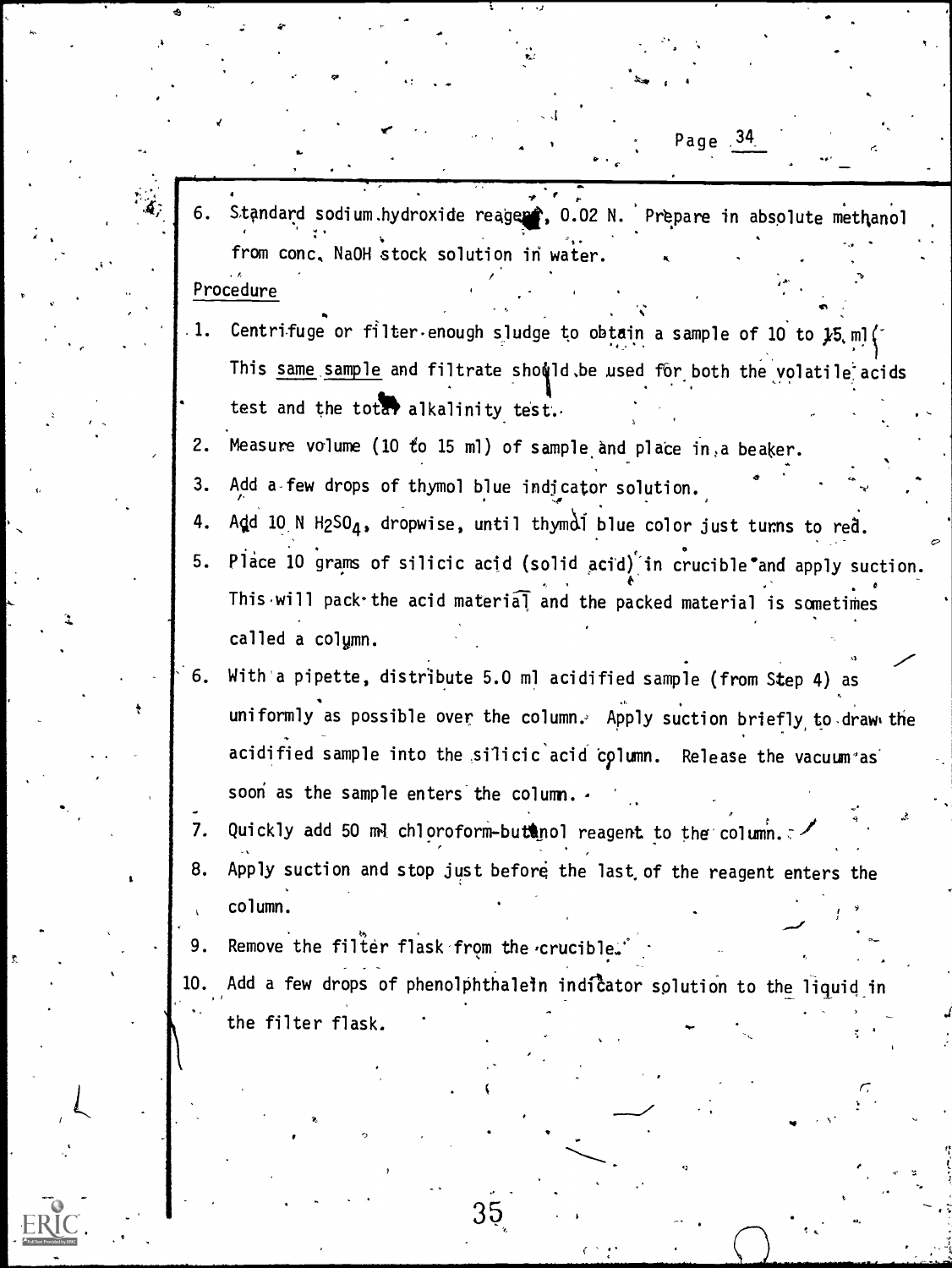6. Standard sodium hydroxide reagent, 0.02 N. Prepare in absolute methanol from conc. NaOH stock solution in water.

Procedure

1. Centrifuge or filter enough sludge to obtain a sample of 10 to 15 ml. This same sample and filtrate should be used for both the volatile acids test and the total alkalinity test.
2. Measure volume (10 to 15 ml) of sample and place in a beaker.
3. Add a few drops of thymol blue indicator solution.
4. Add 10 N $H_2SO_4$, dropwise, until thymol blue color just turns to red.
5. Place 10 grams of silicic acid (solid acid) in crucible and apply suction. This will pack the acid material and the packed material is sometimes called a column.
6. With a pipette, distribute 5.0 ml acidified sample (from Step 4) as uniformly as possible over the column. Apply suction briefly to draw the acidified sample into the silicic acid column. Release the vacuum as soon as the sample enters the column.
7. Quickly add 50 ml chloroform-butanol reagent to the column.
8. Apply suction and stop just before the last of the reagent enters the column.
9. Remove the filter flask from the crucible.
10. Add a few drops of phenolphthalein indicator solution to the liquid in the filter flask.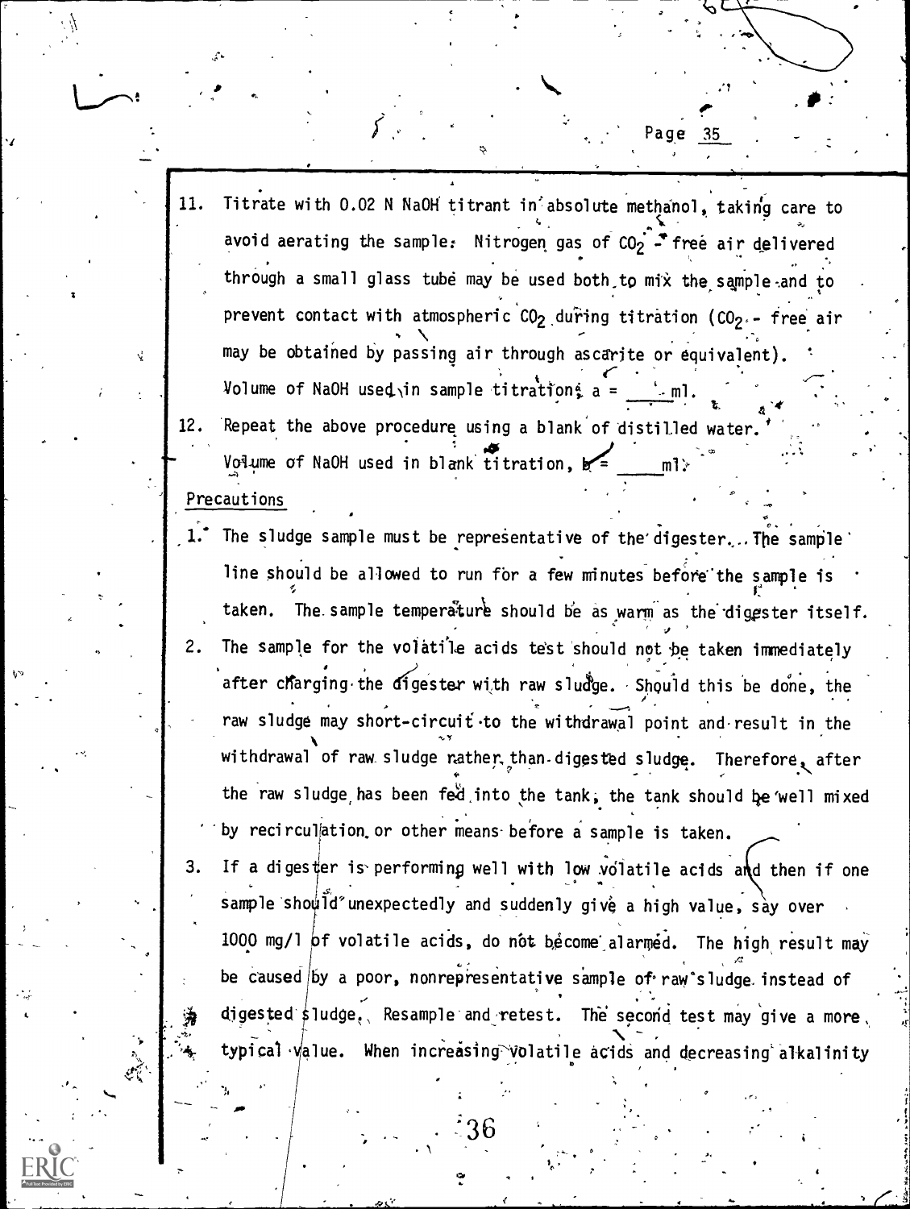11. Titrate with 0.02 N NaOH titrant in absolute methanol, taking care to avoid aerating the sample. Nitrogen gas of $CO_2$ - free air delivered through a small glass tube may be used both to mix the sample and to prevent contact with atmospheric $CO_2$ during titration ($CO_2$ - free air may be obtained by passing air through ascarite or equivalent).
    Volume of NaOH used in sample titration, a = ____ ml.
12. Repeat the above procedure using a blank of distilled water.
    Volume of NaOH used in blank titration, b = ____ ml.

Precautions

1. The sludge sample must be representative of the digester. The sample line should be allowed to run for a few minutes before the sample is taken. The sample temperature should be as warm as the digester itself.
2. The sample for the volatile acids test should not be taken immediately after charging the digester with raw sludge. Should this be done, the raw sludge may short-circuit to the withdrawal point and result in the withdrawal of raw sludge rather than digested sludge. Therefore, after the raw sludge has been fed into the tank, the tank should be well mixed by recirculation or other means before a sample is taken.
3. If a digester is performing well with low volatile acids and then if one sample should unexpectedly and suddenly give a high value, say over 1000 mg/l of volatile acids, do not become alarmed. The high result may be caused by a poor, nonrepresentative sample of raw sludge instead of digested sludge. Resample and retest. The second test may give a more typical value. When increasing volatile acids and decreasing alkalinity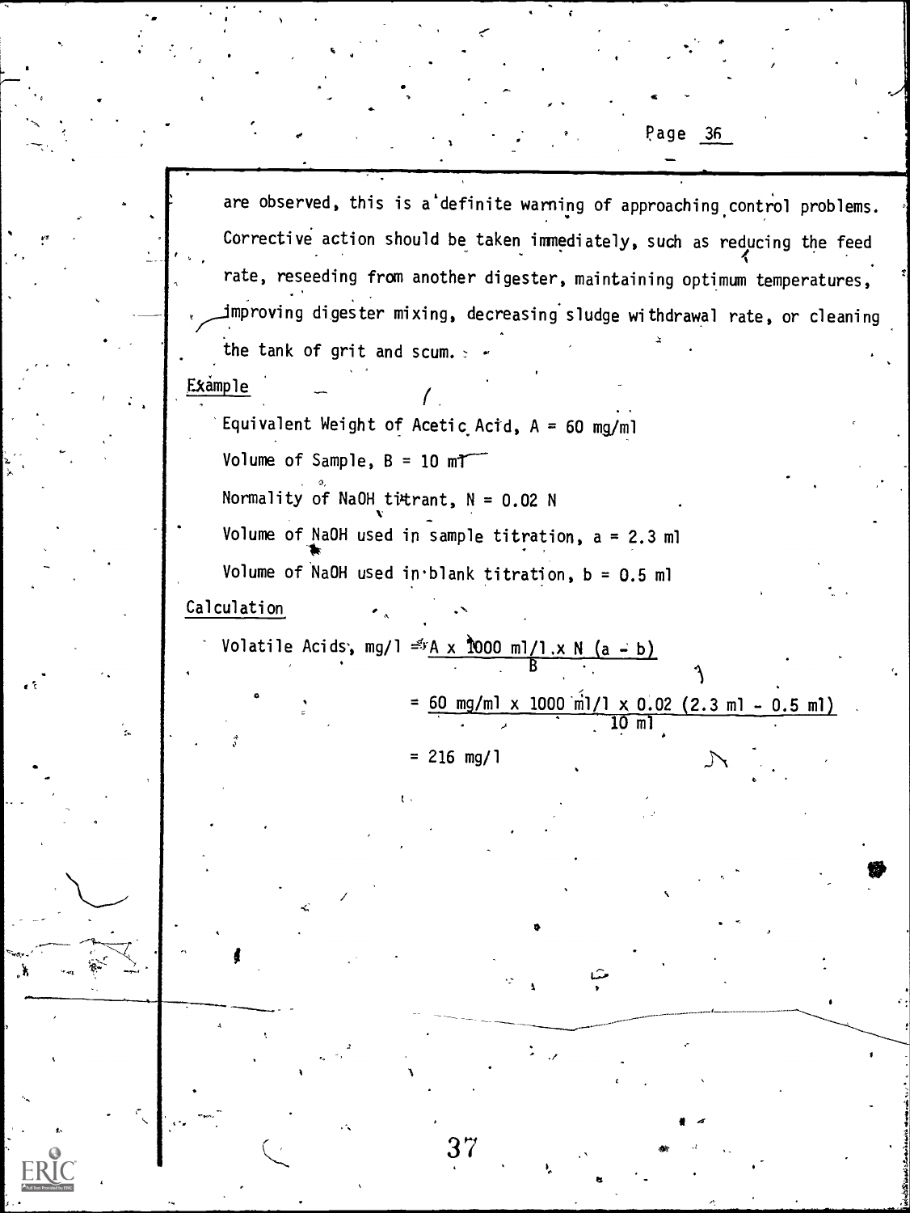are observed, this is a definite warning of approaching control problems. Corrective action should be taken immediately, such as reducing the feed rate, reseeding from another digester, maintaining optimum temperatures, improving digester mixing, decreasing sludge withdrawal rate, or cleaning the tank of grit and scum.

Example

Equivalent Weight of Acetic Acid, A = 60 mg/ml

Volume of Sample, B = 10 ml

Normality of NaOH titrant, N = 0.02 N

Volume of NaOH used in sample titration, a = 2.3 ml

Volume of NaOH used in blank titration, b = 0.5 ml

Calculation

$$\text{Volatile Acids, mg/l} = \frac{A \times 1000 \text{ ml/l} \times N\ (a - b)}{B}$$

$$= \frac{60 \text{ mg/ml} \times 1000 \text{ ml/l} \times 0.02\ (2.3 \text{ ml} - 0.5 \text{ ml})}{10 \text{ ml}}$$

$$= 216 \text{ mg/l}$$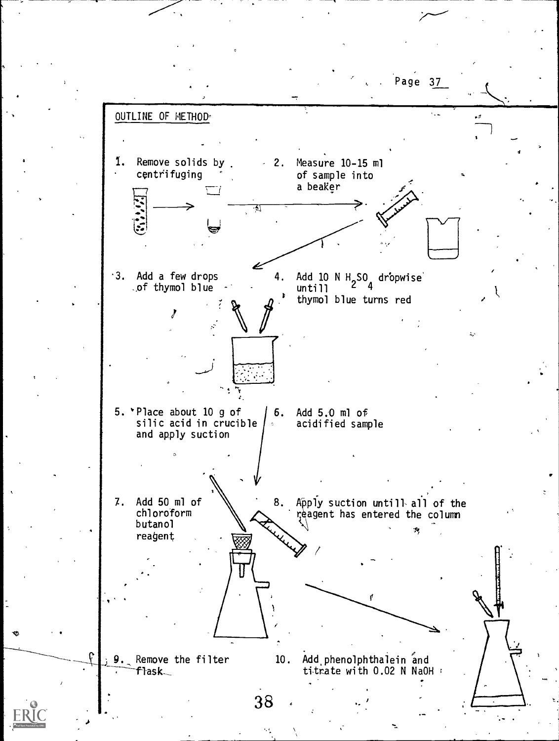## OUTLINE OF METHOD

1. Remove solids by centrifuging
2. Measure 10-15 ml of sample into a beaker
3. Add a few drops of thymol blue
4. Add 10 N $H_2SO_4$ dropwise untill thymol blue turns red
5. Place about 10 g of silic acid in crucible and apply suction
6. Add 5.0 ml of acidified sample
7. Add 50 ml of chloroform butanol reagent
8. Apply suction untill all of the reagent has entered the column
9. Remove the filter flask
10. Add phenolphthalein and titrate with 0.02 N NaOH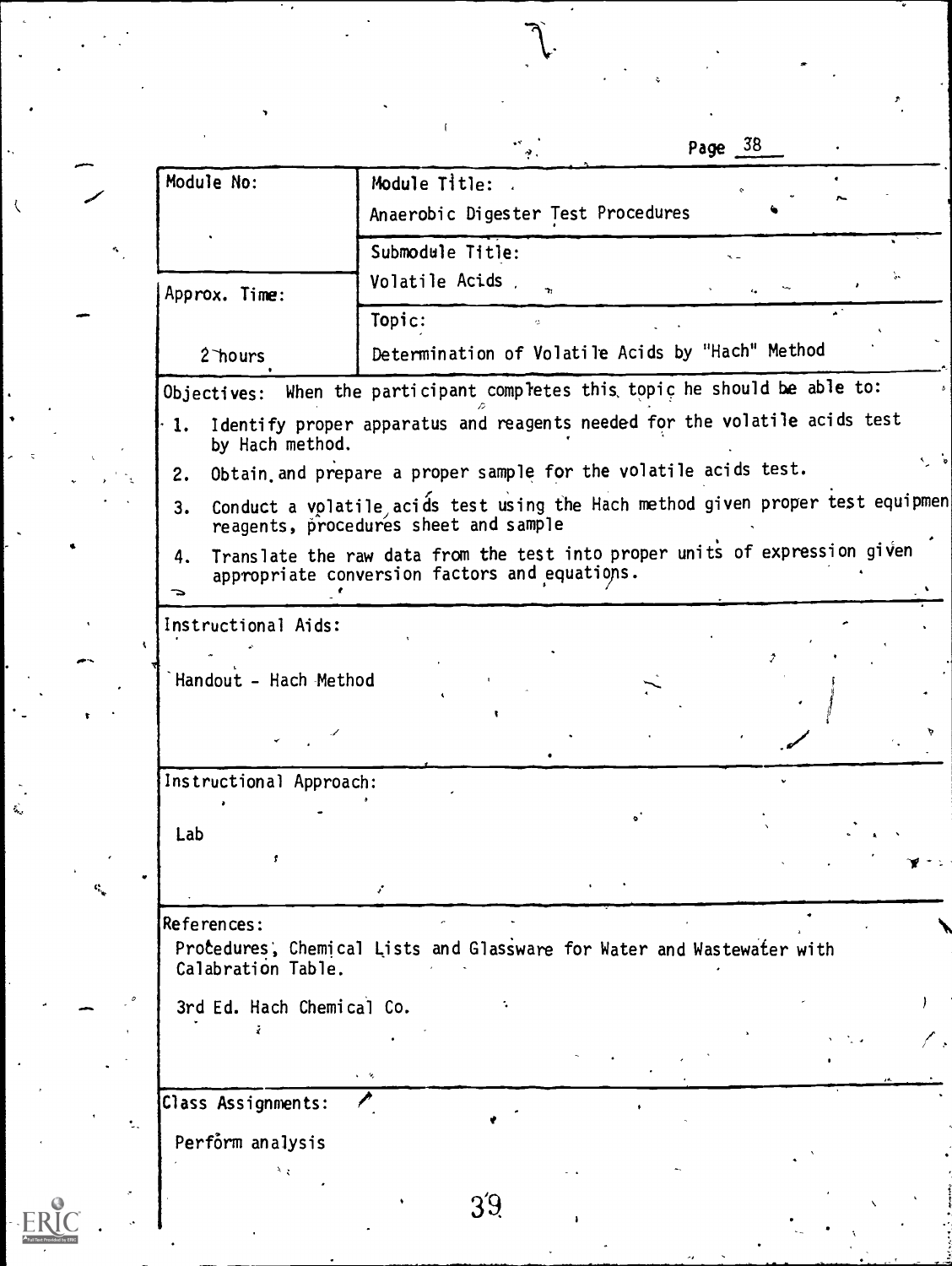| Module No: | Module Title: Anaerobic Digester Test Procedures |
|---|---|
| | Submodule Title: Volatile Acids |
| Approx. Time: 2 hours | Topic: Determination of Volatile Acids by "Hach" Method |

Objectives: When the participant completes this topic he should be able to:

1. Identify proper apparatus and reagents needed for the volatile acids test by Hach method.
2. Obtain and prepare a proper sample for the volatile acids test.
3. Conduct a volatile acids test using the Hach method given proper test equipmen reagents, procedures sheet and sample
4. Translate the raw data from the test into proper units of expression given appropriate conversion factors and equations.

Instructional Aids:

Handout - Hach Method

Instructional Approach:

Lab

References:

Procedures, Chemical Lists and Glassware for Water and Wastewater with Calabration Table.

3rd Ed. Hach Chemical Co.

Class Assignments:

Perform analysis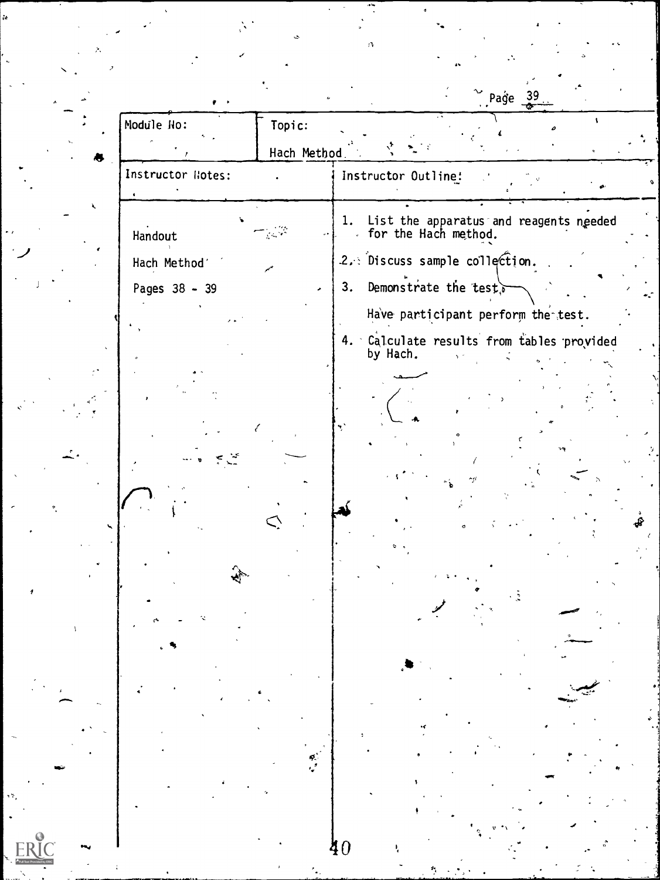| Module No: | Topic: Hach Method |
| --- | --- |
| **Instructor Notes:** | **Instructor Outline:** |
| Handout<br><br>Hach Method<br><br>Pages 38 - 39 | 1. List the apparatus and reagents needed for the Hach method.<br><br>2. Discuss sample collection.<br><br>3. Demonstrate the test.<br><br>Have participant perform the test.<br><br>4. Calculate results from tables provided by Hach. |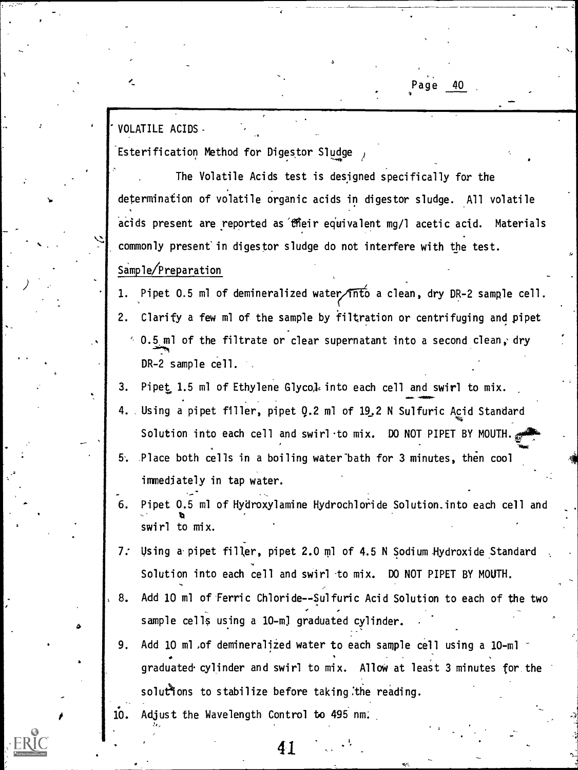## VOLATILE ACIDS

### Esterification Method for Digestor Sludge

The Volatile Acids test is designed specifically for the determination of volatile organic acids in digestor sludge. All volatile acids present are reported as their equivalent mg/l acetic acid. Materials commonly present in digestor sludge do not interfere with the test.

#### Sample Preparation

1. Pipet 0.5 ml of demineralized water into a clean, dry DR-2 sample cell.
2. Clarify a few ml of the sample by filtration or centrifuging and pipet 0.5 ml of the filtrate or clear supernatant into a second clean, dry DR-2 sample cell.
3. Pipet 1.5 ml of Ethylene Glycol into each cell and swirl to mix.
4. Using a pipet filler, pipet 0.2 ml of 19.2 N Sulfuric Acid Standard Solution into each cell and swirl to mix. DO NOT PIPET BY MOUTH.
5. Place both cells in a boiling water bath for 3 minutes, then cool immediately in tap water.
6. Pipet 0.5 ml of Hydroxylamine Hydrochloride Solution into each cell and swirl to mix.
7. Using a pipet filler, pipet 2.0 ml of 4.5 N Sodium Hydroxide Standard Solution into each cell and swirl to mix. DO NOT PIPET BY MOUTH.
8. Add 10 ml of Ferric Chloride--Sulfuric Acid Solution to each of the two sample cells using a 10-ml graduated cylinder.
9. Add 10 ml of demineralized water to each sample cell using a 10-ml graduated cylinder and swirl to mix. Allow at least 3 minutes for the solutions to stabilize before taking the reading.
10. Adjust the Wavelength Control to 495 nm.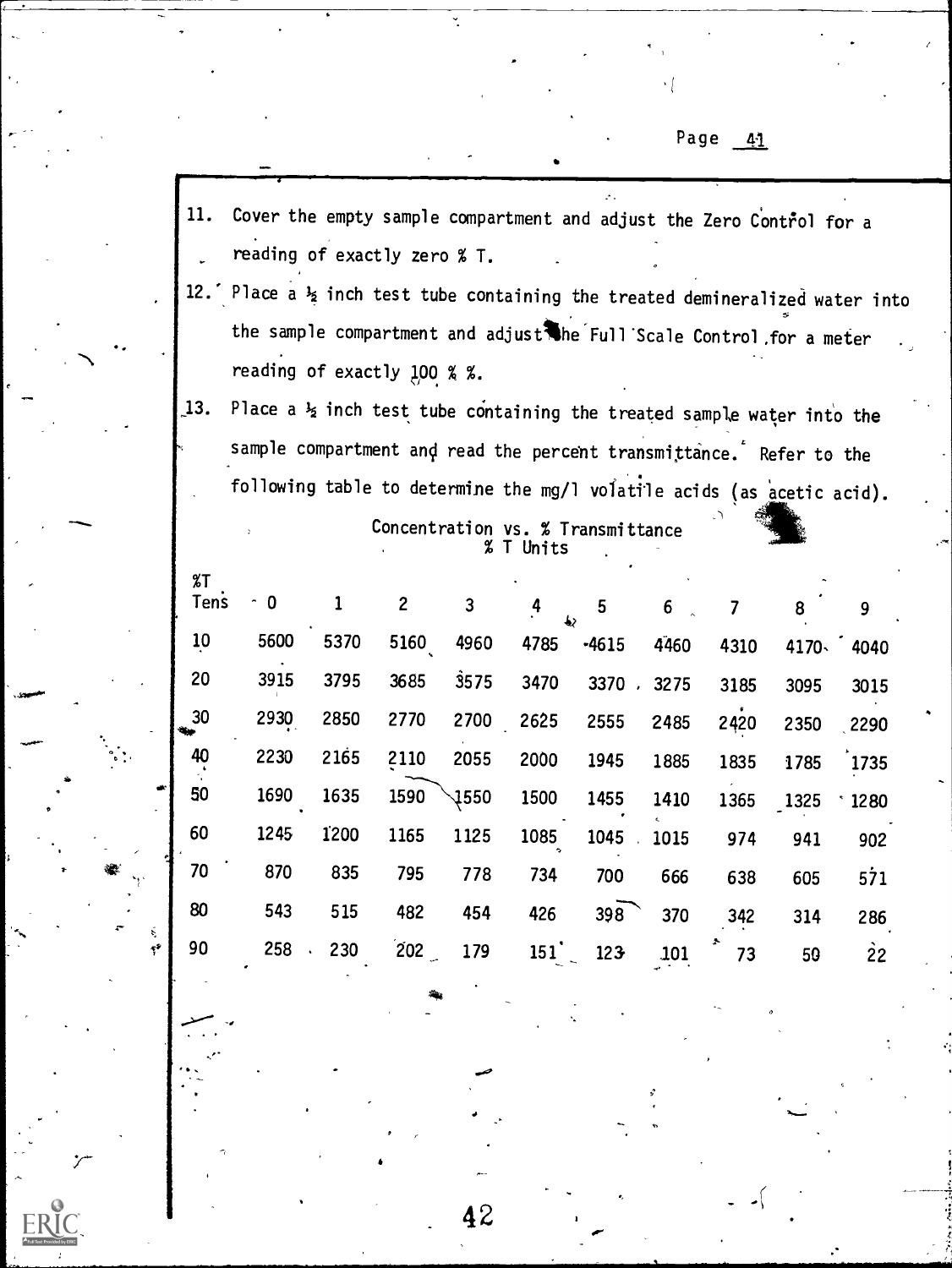11. Cover the empty sample compartment and adjust the Zero Control for a reading of exactly zero % T.
12. Place a ½ inch test tube containing the treated demineralized water into the sample compartment and adjust the Full Scale Control for a meter reading of exactly 100 % %.
13. Place a ½ inch test tube containing the treated sample water into the sample compartment and read the percent transmittance. Refer to the following table to determine the mg/l volatile acids (as acetic acid).

Concentration vs. % Transmittance
% T Units

| %T Tens | 0 | 1 | 2 | 3 | 4 | 5 | 6 | 7 | 8 | 9 |
|---|---|---|---|---|---|---|---|---|---|---|
| 10 | 5600 | 5370 | 5160 | 4960 | 4785 | 4615 | 4460 | 4310 | 4170 | 4040 |
| 20 | 3915 | 3795 | 3685 | 3575 | 3470 | 3370 | 3275 | 3185 | 3095 | 3015 |
| 30 | 2930 | 2850 | 2770 | 2700 | 2625 | 2555 | 2485 | 2420 | 2350 | 2290 |
| 40 | 2230 | 2165 | 2110 | 2055 | 2000 | 1945 | 1885 | 1835 | 1785 | 1735 |
| 50 | 1690 | 1635 | 1590 | 1550 | 1500 | 1455 | 1410 | 1365 | 1325 | 1280 |
| 60 | 1245 | 1200 | 1165 | 1125 | 1085 | 1045 | 1015 | 974 | 941 | 902 |
| 70 | 870 | 835 | 795 | 778 | 734 | 700 | 666 | 638 | 605 | 571 |
| 80 | 543 | 515 | 482 | 454 | 426 | 398 | 370 | 342 | 314 | 286 |
| 90 | 258 | 230 | 202 | 179 | 151 | 123 | 101 | 73 | 50 | 22 |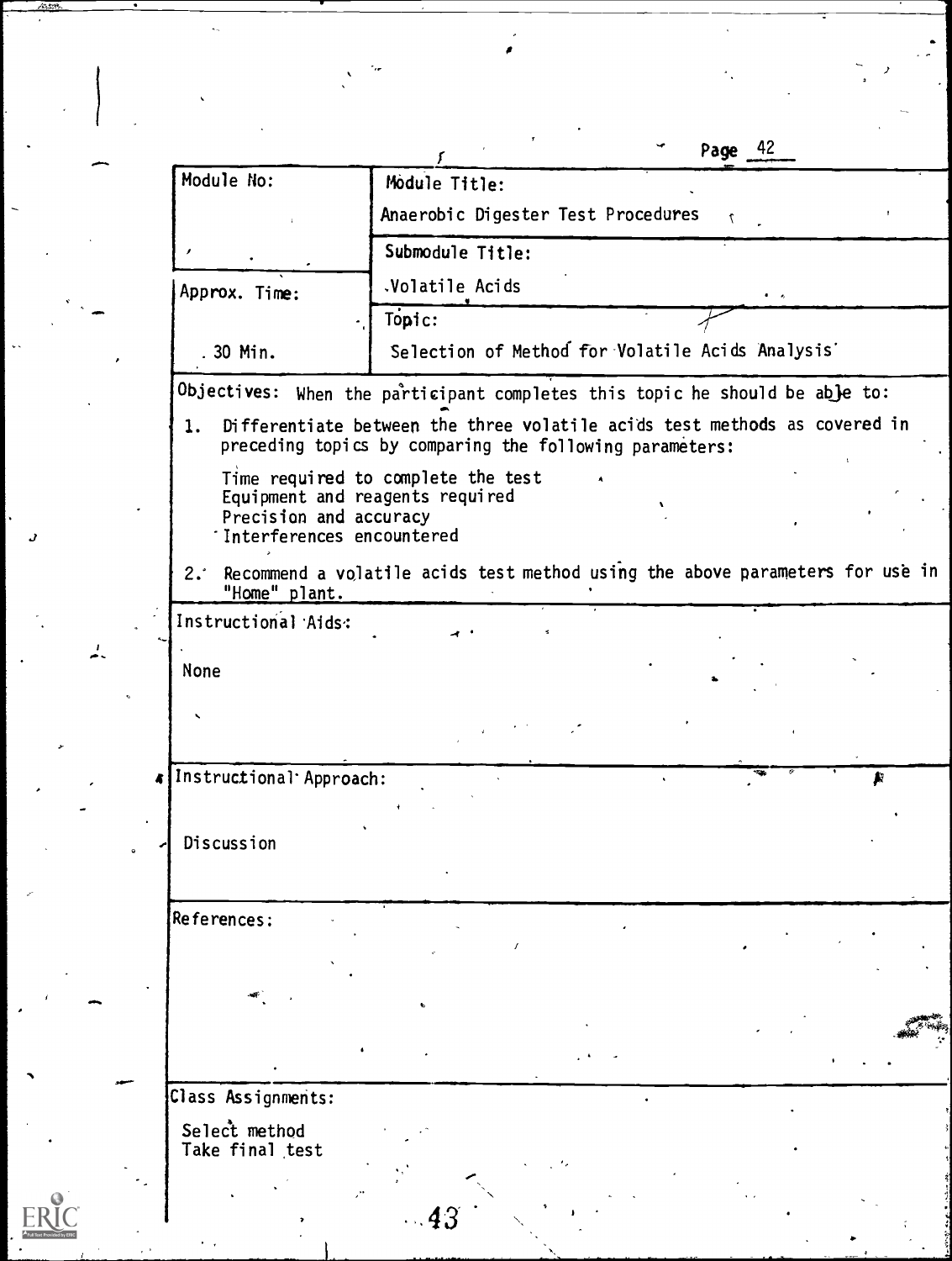| Module No: | Module Title: Anaerobic Digester Test Procedures |
|---|---|
| | Submodule Title: Volatile Acids |
| Approx. Time: 30 Min. | Topic: Selection of Method for Volatile Acids Analysis |

Objectives: When the participant completes this topic he should be able to:

1. Differentiate between the three volatile acids test methods as covered in preceding topics by comparing the following parameters:

   Time required to complete the test
   Equipment and reagents required
   Precision and accuracy
   Interferences encountered

2. Recommend a volatile acids test method using the above parameters for use in "Home" plant.

Instructional Aids:

None

Instructional Approach:

Discussion

References:

Class Assignments:

Select method
Take final test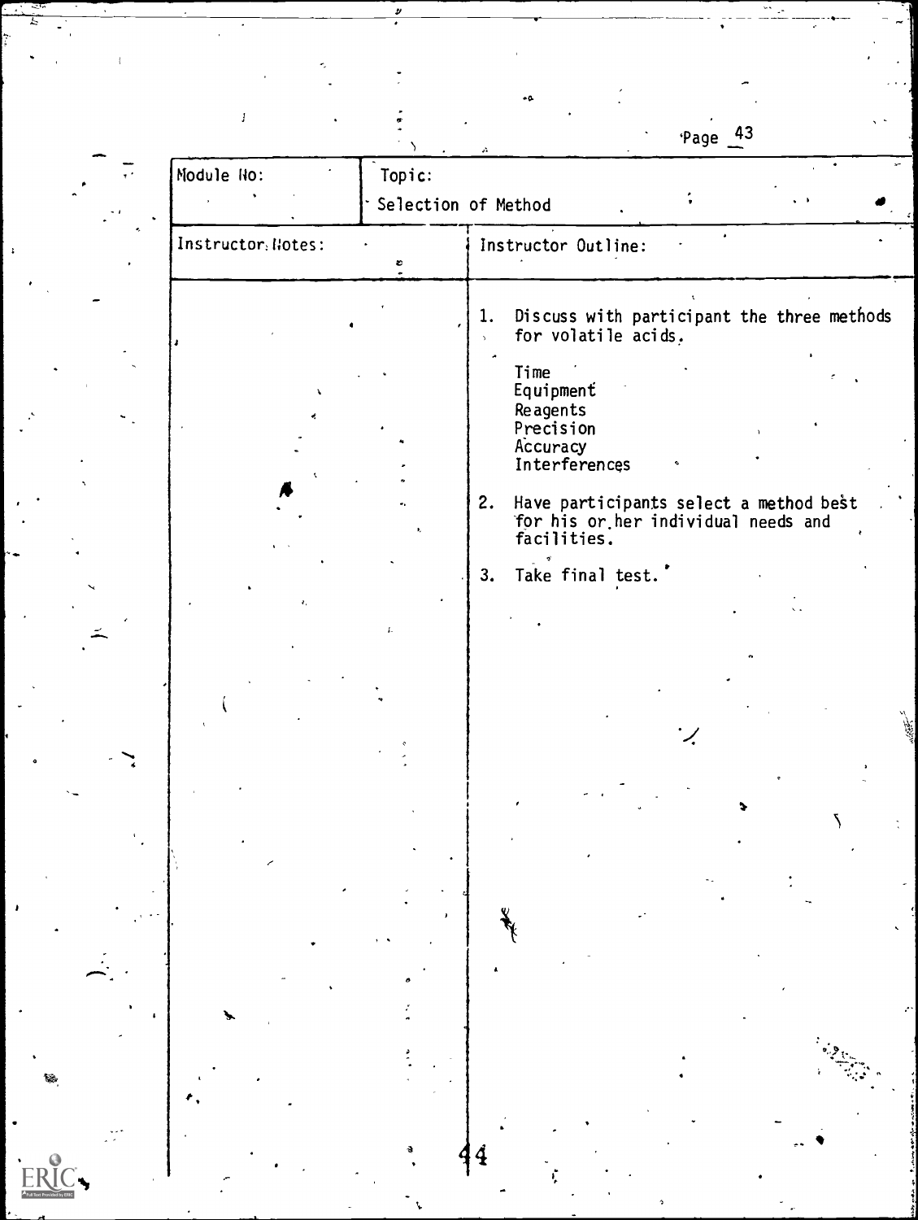| Module No: | Topic: Selection of Method |
| --- | --- |
| **Instructor Notes:** | **Instructor Outline:** |
| | 1. Discuss with participant the three methods for volatile acids.<br><br>Time<br>Equipment<br>Reagents<br>Precision<br>Accuracy<br>Interferences<br><br>2. Have participants select a method best for his or her individual needs and facilities.<br><br>3. Take final test. |